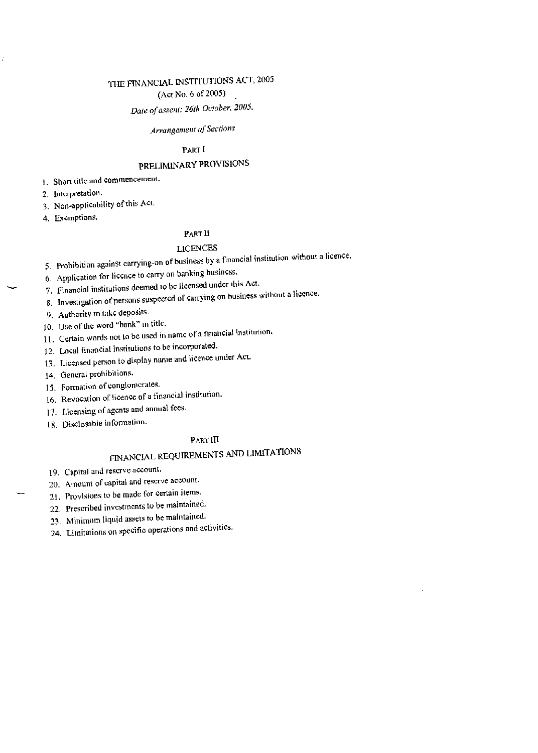# THE FINANCIAL INSTITUTIONS ACT, 2005

(Act No. 6 of 2005)

*Date of assent: 26th October, 2005.*

*Arrangement of Sections*

## PART I

## PRELIMINARY PROVISIONS

1. Short title and commencement.
2. Interpretation.
3. Non-applicability of this Act.
4. Exemptions.

## PART II

## LICENCES

5. Prohibition against carrying-on of business by a financial institution without a licence.
6. Application for licence to carry on banking business.
7. Financial institutions deemed to be licensed under this Act.
8. Investigation of persons suspected of carrying on business without a licence.
9. Authority to take deposits.
10. Use of the word "bank" in title.
11. Certain words not to be used in name of a financial institution.
12. Local financial institutions to be incorporated.
13. Licensed person to display name and licence under Act.
14. General prohibitions.
15. Formation of conglomerates.
16. Revocation of licence of a financial institution.
17. Licensing of agents and annual fees.
18. Disclosable information.

## PART III

## FINANCIAL REQUIREMENTS AND LIMITATIONS

19. Capital and reserve account.
20. Amount of capital and reserve account.
21. Provisions to be made for certain items.
22. Prescribed investments to be maintained.
23. Minimum liquid assets to be maintained.
24. Limitations on specific operations and activities.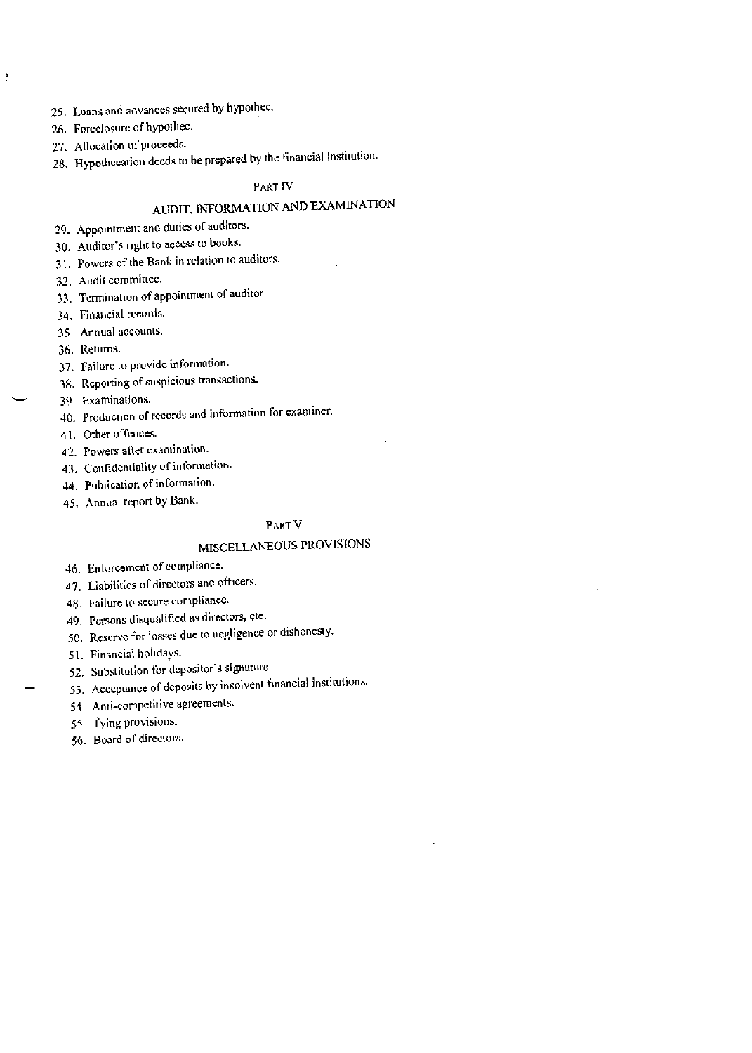25. Loans and advances secured by hypothec.
26. Foreclosure of hypothec.
27. Allocation of proceeds.
28. Hypothecation deeds to be prepared by the financial institution.

PART IV

## AUDIT, INFORMATION AND EXAMINATION

29. Appointment and duties of auditors.
30. Auditor's right to access to books.
31. Powers of the Bank in relation to auditors.
32. Audit committee.
33. Termination of appointment of auditor.
34. Financial records.
35. Annual accounts.
36. Returns.
37. Failure to provide information.
38. Reporting of suspicious transactions.
39. Examinations.
40. Production of records and information for examiner.
41. Other offences.
42. Powers after examination.
43. Confidentiality of information.
44. Publication of information.
45. Annual report by Bank.

PART V

## MISCELLANEOUS PROVISIONS

46. Enforcement of compliance.
47. Liabilities of directors and officers.
48. Failure to secure compliance.
49. Persons disqualified as directors, etc.
50. Reserve for losses due to negligence or dishonesty.
51. Financial holidays.
52. Substitution for depositor's signature.
53. Acceptance of deposits by insolvent financial institutions.
54. Anti-competitive agreements.
55. Tying provisions.
56. Board of directors.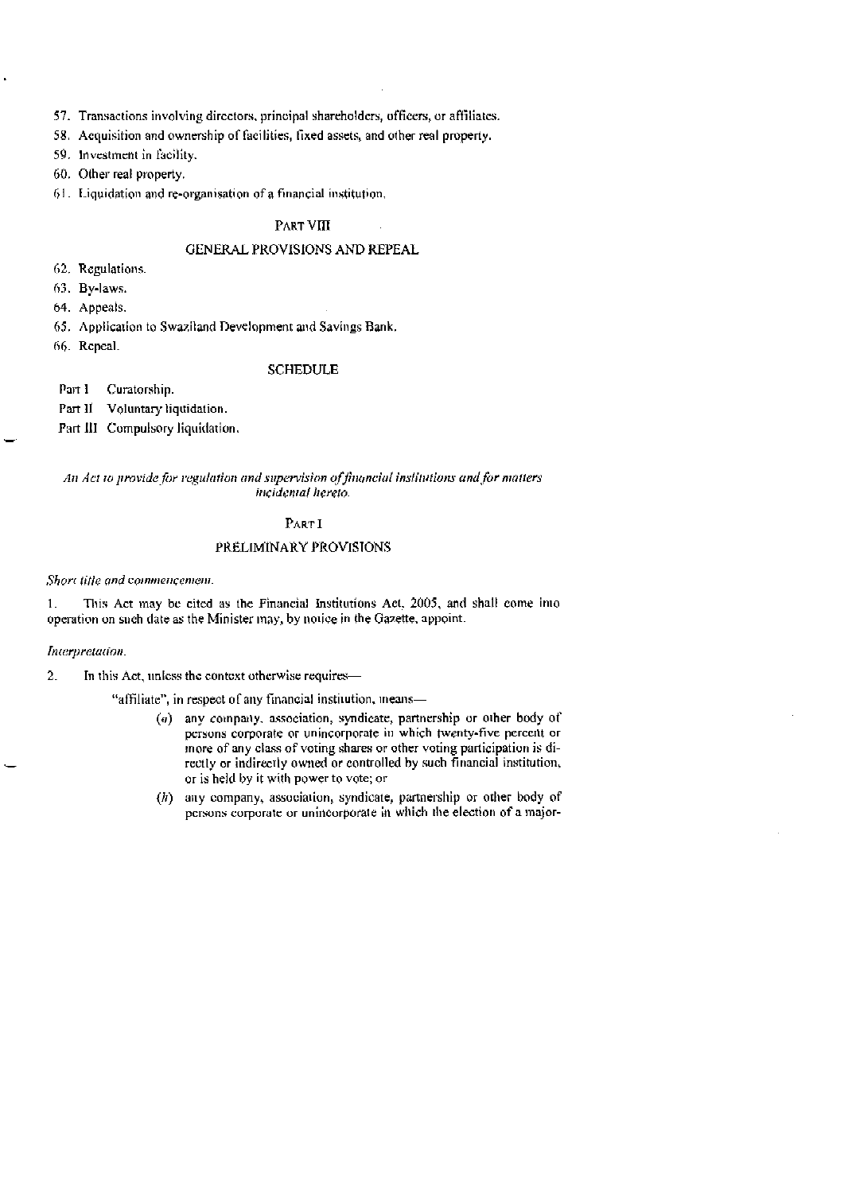57. Transactions involving directors, principal shareholders, officers, or affiliates.
58. Acquisition and ownership of facilities, fixed assets, and other real property.
59. Investment in facility.
60. Other real property.
61. Liquidation and re-organisation of a financial institution.

PART VIII

GENERAL PROVISIONS AND REPEAL

62. Regulations.
63. By-laws.
64. Appeals.
65. Application to Swaziland Development and Savings Bank.
66. Repeal.

SCHEDULE

Part I Curatorship.

Part II Voluntary liquidation.

Part III Compulsory liquidation.

*An Act to provide for regulation and supervision of financial institutions and for matters incidental hereto.*

PART I

PRELIMINARY PROVISIONS

*Short title and commencement.*

1. This Act may be cited as the Financial Institutions Act, 2005, and shall come into operation on such date as the Minister may, by notice in the Gazette, appoint.

*Interpretation.*

2. In this Act, unless the context otherwise requires—

"affiliate", in respect of any financial institution, means—

(*a*) any company, association, syndicate, partnership or other body of persons corporate or unincorporate in which twenty-five percent or more of any class of voting shares or other voting participation is directly or indirectly owned or controlled by such financial institution, or is held by it with power to vote; or

(*b*) any company, association, syndicate, partnership or other body of persons corporate or unincorporate in which the election of a major-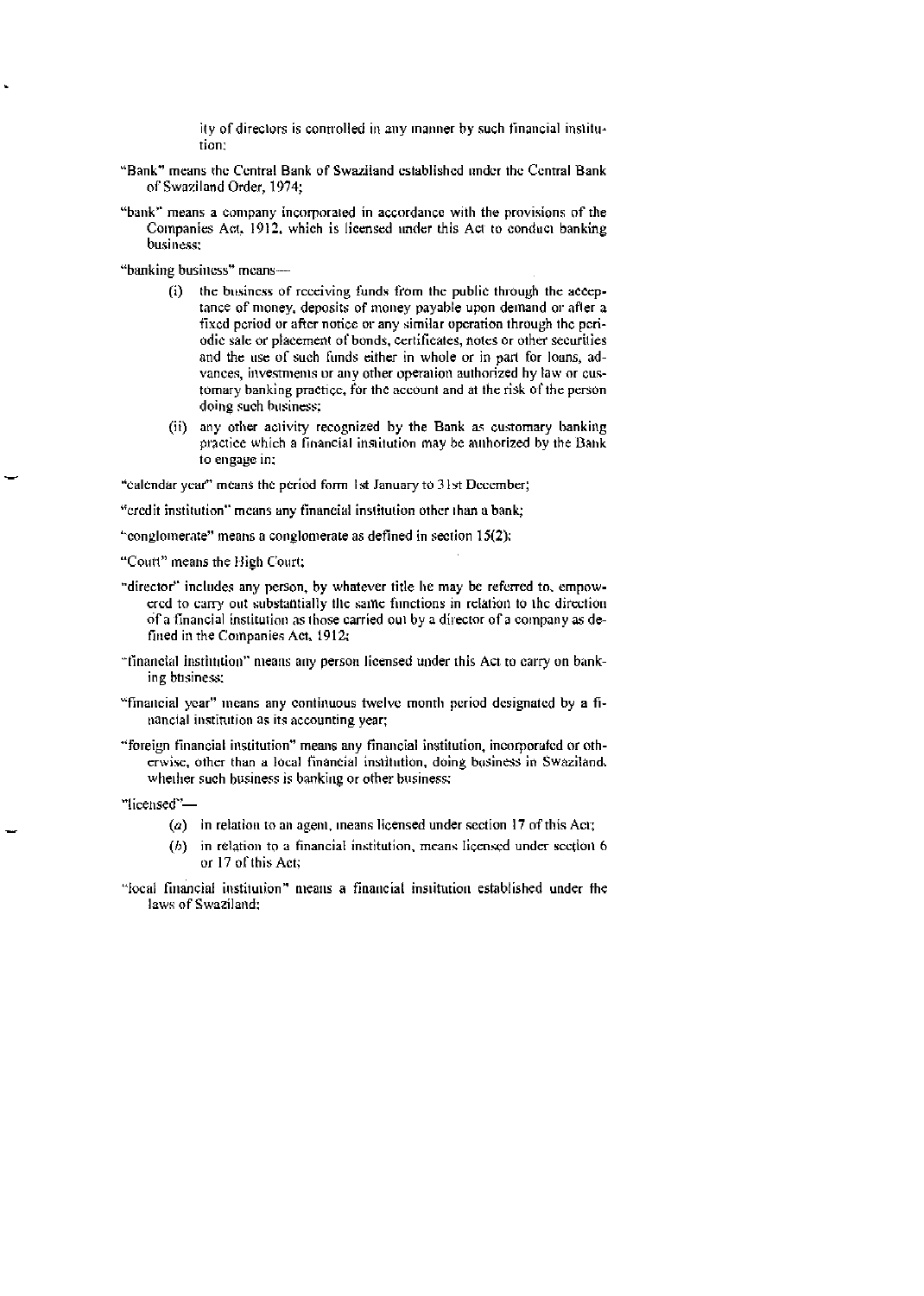ity of directors is controlled in any manner by such financial institution;

"Bank" means the Central Bank of Swaziland established under the Central Bank of Swaziland Order, 1974;

"bank" means a company incorporated in accordance with the provisions of the Companies Act, 1912, which is licensed under this Act to conduct banking business;

"banking business" means—

(i) the business of receiving funds from the public through the acceptance of money, deposits of money payable upon demand or after a fixed period or after notice or any similar operation through the periodic sale or placement of bonds, certificates, notes or other securities and the use of such funds either in whole or in part for loans, advances, investments or any other operation authorized by law or customary banking practice, for the account and at the risk of the person doing such business;

(ii) any other activity recognized by the Bank as customary banking practice which a financial institution may be authorized by the Bank to engage in;

"calendar year" means the period form 1st January to 31st December;

"credit institution" means any financial institution other than a bank;

"conglomerate" means a conglomerate as defined in section 15(2);

"Court" means the High Court;

"director" includes any person, by whatever title he may be referred to, empowered to carry out substantially the same functions in relation to the direction of a financial institution as those carried out by a director of a company as defined in the Companies Act, 1912;

"financial institution" means any person licensed under this Act to carry on banking business;

"financial year" means any continuous twelve month period designated by a financial institution as its accounting year;

"foreign financial institution" means any financial institution, incorporated or otherwise, other than a local financial institution, doing business in Swaziland, whether such business is banking or other business;

"licensed"—

(*a*) in relation to an agent, means licensed under section 17 of this Act;

(*b*) in relation to a financial institution, means licensed under section 6 or 17 of this Act;

"local financial institution" means a financial institution established under the laws of Swaziland;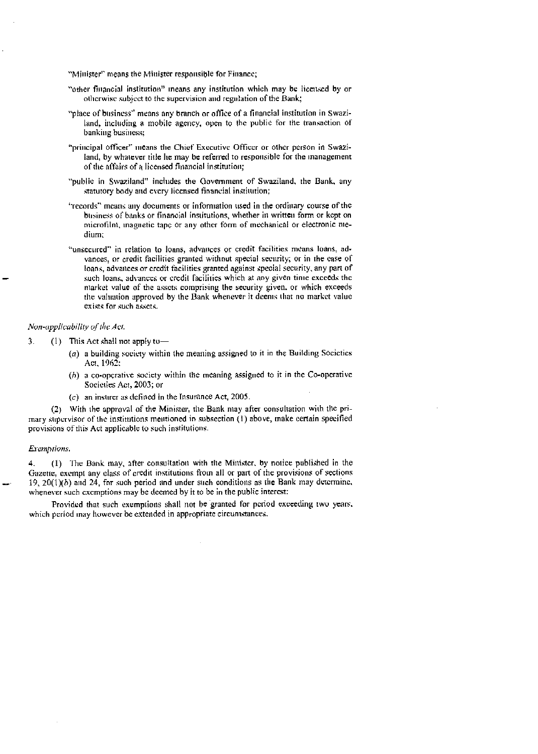"Minister" means the Minister responsible for Finance;

"other financial institution" means any institution which may be licensed by or otherwise subject to the supervision and regulation of the Bank;

"place of business" means any branch or office of a financial institution in Swaziland, including a mobile agency, open to the public for the transaction of banking business;

"principal officer" means the Chief Executive Officer or other person in Swaziland, by whatever title he may be referred to responsible for the management of the affairs of a licensed financial institution;

"public in Swaziland" includes the Government of Swaziland, the Bank, any statutory body and every licensed financial institution;

"records" means any documents or information used in the ordinary course of the business of banks or financial institutions, whether in written form or kept on microfilm, magnetic tape or any other form of mechanical or electronic medium;

"unsecured" in relation to loans, advances or credit facilities means loans, advances, or credit facilities granted without special security; or in the case of loans, advances or credit facilities granted against special security, any part of such loans, advances or credit facilities which at any given time exceeds the market value of the assets comprising the security given, or which exceeds the valuation approved by the Bank whenever it deems that no market value exists for such assets.

*Non-applicability of the Act.*

3. (1) This Act shall not apply to—

(a) a building society within the meaning assigned to it in the Building Societies Act, 1962;

(b) a co-operative society within the meaning assigned to it in the Co-operative Societies Act, 2003; or

(c) an insurer as defined in the Insurance Act, 2005.

(2) With the approval of the Minister, the Bank may after consultation with the primary supervisor of the institutions mentioned in subsection (1) above, make certain specified provisions of this Act applicable to such institutions.

*Exemptions.*

4. (1) The Bank may, after consultation with the Minister, by notice published in the Gazette, exempt any class of credit institutions from all or part of the provisions of sections 19, 20(1)(b) and 24, for such period and under such conditions as the Bank may determine, whenever such exemptions may be deemed by it to be in the public interest:

Provided that such exemptions shall not be granted for period exceeding two years, which period may however be extended in appropriate circumstances.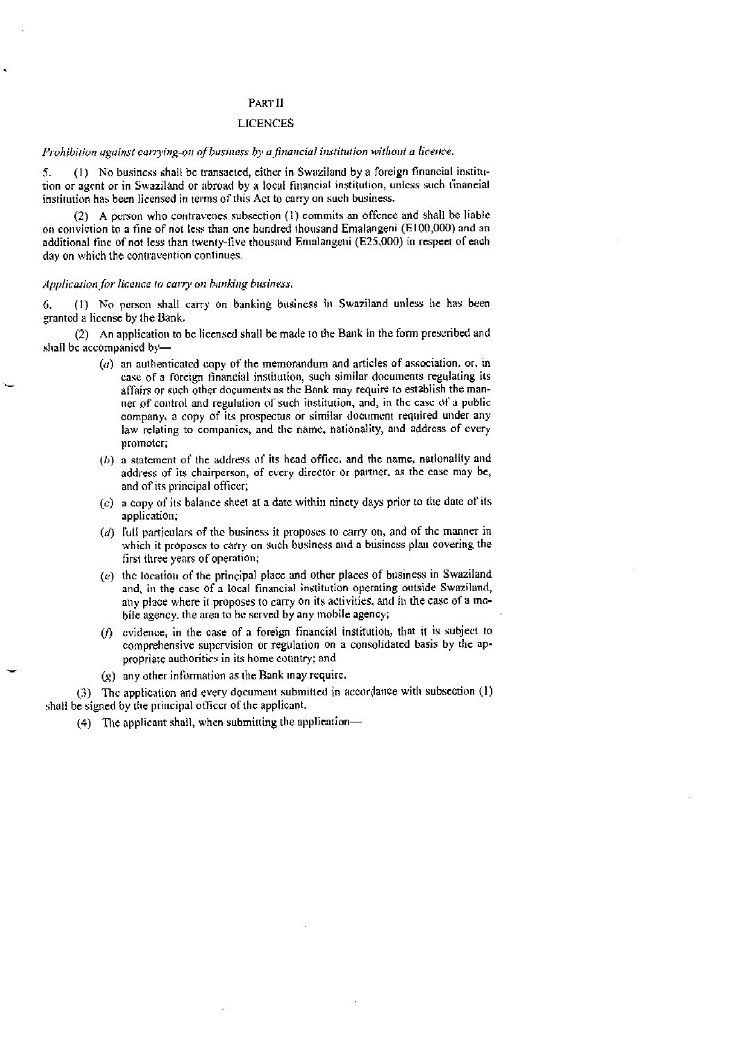## PART II

## LICENCES

*Prohibition against carrying-on of business by a financial institution without a licence.*

5. (1) No business shall be transacted, either in Swaziland by a foreign financial institution or agent or in Swaziland or abroad by a local financial institution, unless such financial institution has been licensed in terms of this Act to carry on such business.

(2) A person who contravenes subsection (1) commits an offence and shall be liable on conviction to a fine of not less than one hundred thousand Emalangeni (E100,000) and an additional fine of not less than twenty-five thousand Emalangeni (E25,000) in respect of each day on which the contravention continues.

*Application for licence to carry on banking business.*

6. (1) No person shall carry on banking business in Swaziland unless he has been granted a license by the Bank.

(2) An application to be licensed shall be made to the Bank in the form prescribed and shall be accompanied by—

- (*a*) an authenticated copy of the memorandum and articles of association, or, in case of a foreign financial institution, such similar documents regulating its affairs or such other documents as the Bank may require to establish the manner of control and regulation of such institution, and, in the case of a public company, a copy of its prospectus or similar document required under any law relating to companies, and the name, nationality, and address of every promoter;
- (*b*) a statement of the address of its head office, and the name, nationality and address of its chairperson, of every director or partner, as the case may be, and of its principal officer;
- (*c*) a copy of its balance sheet at a date within ninety days prior to the date of its application;
- (*d*) full particulars of the business it proposes to carry on, and of the manner in which it proposes to carry on such business and a business plan covering the first three years of operation;
- (*e*) the location of the principal place and other places of business in Swaziland and, in the case of a local financial institution operating outside Swaziland, any place where it proposes to carry on its activities, and in the case of a mobile agency, the area to be served by any mobile agency;
- (*f*) evidence, in the case of a foreign financial institution, that it is subject to comprehensive supervision or regulation on a consolidated basis by the appropriate authorities in its home country; and
- (*g*) any other information as the Bank may require.

(3) The application and every document submitted in accordance with subsection (1) shall be signed by the principal officer of the applicant.

(4) The applicant shall, when submitting the application—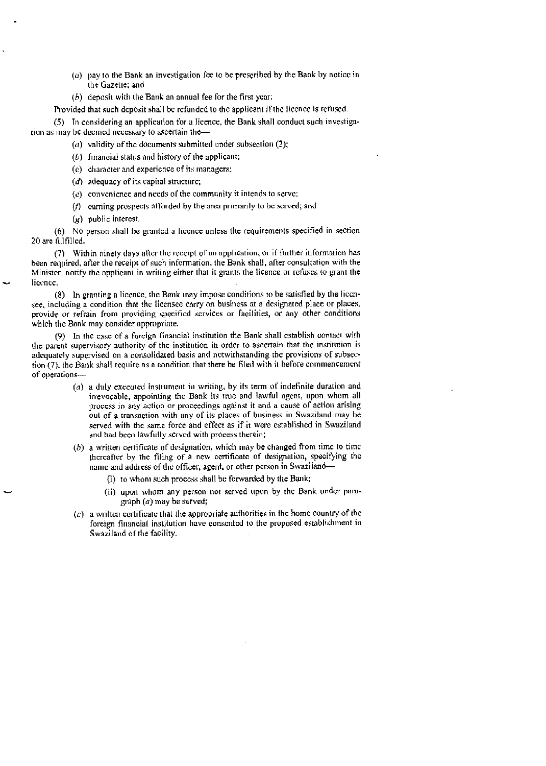(a) pay to the Bank an investigation fee to be prescribed by the Bank by notice in the Gazette; and

(b) deposit with the Bank an annual fee for the first year:

Provided that such deposit shall be refunded to the applicant if the licence is refused.

(5) In considering an application for a licence, the Bank shall conduct such investigation as may be deemed necessary to ascertain the—

(a) validity of the documents submitted under subsection (2);

(b) financial status and history of the applicant;

(c) character and experience of its managers;

(d) adequacy of its capital structure;

(e) convenience and needs of the community it intends to serve;

(f) earning prospects afforded by the area primarily to be served; and

(g) public interest.

(6) No person shall be granted a licence unless the requirements specified in section 20 are fulfilled.

(7) Within ninety days after the receipt of an application, or if further information has been required, after the receipt of such information, the Bank shall, after consultation with the Minister, notify the applicant in writing either that it grants the licence or refuses to grant the licence.

(8) In granting a licence, the Bank may impose conditions to be satisfied by the licensee, including a condition that the licensee carry on business at a designated place or places, provide or refrain from providing specified services or facilities, or any other conditions which the Bank may consider appropriate.

(9) In the case of a foreign financial institution the Bank shall establish contact with the parent supervisory authority of the institution in order to ascertain that the institution is adequately supervised on a consolidated basis and notwithstanding the provisions of subsection (7), the Bank shall require as a condition that there be filed with it before commencement of operations—

(a) a duly executed instrument in writing, by its term of indefinite duration and irrevocable, appointing the Bank its true and lawful agent, upon whom all process in any action or proceedings against it and a cause of action arising out of a transaction with any of its places of business in Swaziland may be served with the same force and effect as if it were established in Swaziland and had been lawfully served with process therein;

(b) a written certificate of designation, which may be changed from time to time thereafter by the filing of a new certificate of designation, specifying the name and address of the officer, agent, or other person in Swaziland—

(i) to whom such process shall be forwarded by the Bank;

(ii) upon whom any person not served upon by the Bank under paragraph (a) may be served;

(c) a written certificate that the appropriate authorities in the home country of the foreign financial institution have consented to the proposed establishment in Swaziland of the facility.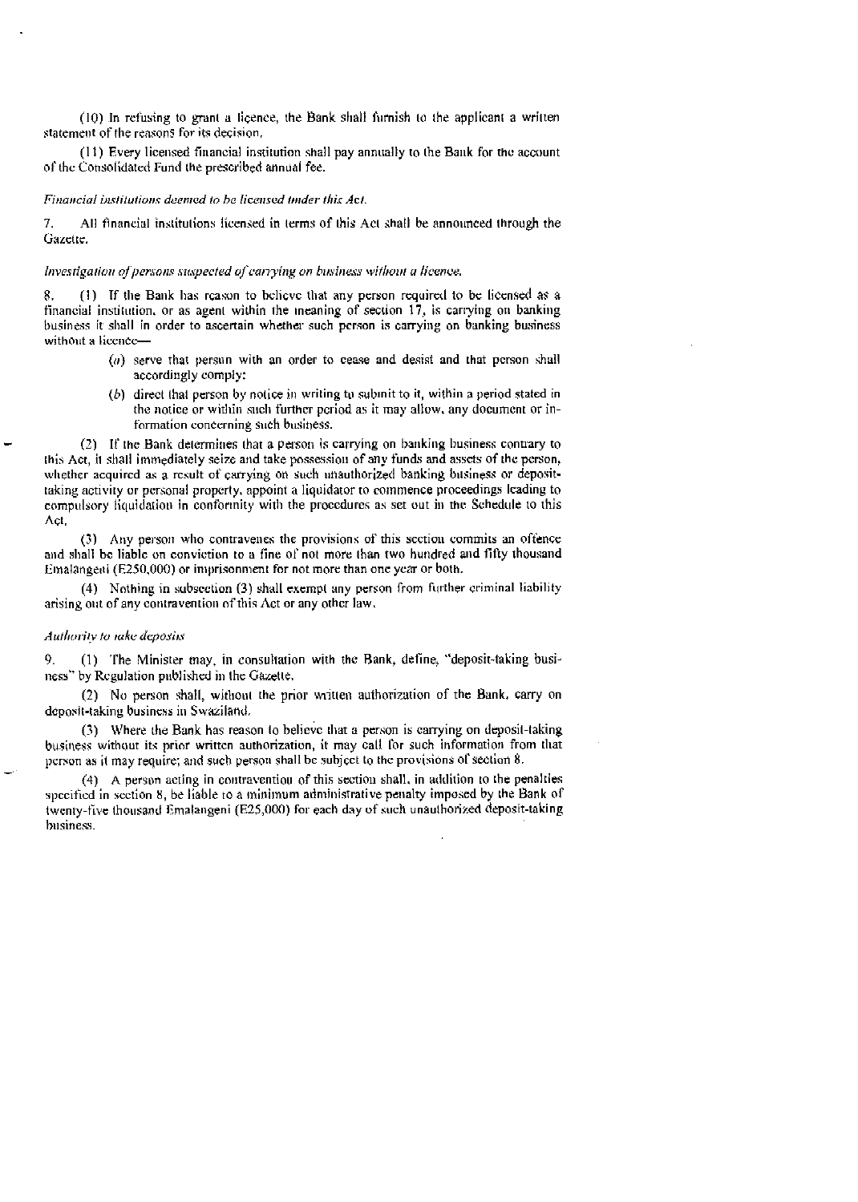(10) In refusing to grant a licence, the Bank shall furnish to the applicant a written statement of the reasons for its decision.

(11) Every licensed financial institution shall pay annually to the Bank for the account of the Consolidated Fund the prescribed annual fee.

*Financial institutions deemed to be licensed under this Act.*

7. All financial institutions licensed in terms of this Act shall be announced through the Gazette.

*Investigation of persons suspected of carrying on business without a licence.*

8. (1) If the Bank has reason to believe that any person required to be licensed as a financial institution, or as agent within the meaning of section 17, is carrying on banking business it shall in order to ascertain whether such person is carrying on banking business without a licence—

> (*a*) serve that person with an order to cease and desist and that person shall accordingly comply;
>
> (*b*) direct that person by notice in writing to submit to it, within a period stated in the notice or within such further period as it may allow, any document or information concerning such business.

(2) If the Bank determines that a person is carrying on banking business contrary to this Act, it shall immediately seize and take possession of any funds and assets of the person, whether acquired as a result of carrying on such unauthorized banking business or deposit-taking activity or personal property, appoint a liquidator to commence proceedings leading to compulsory liquidation in conformity with the procedures as set out in the Schedule to this Act.

(3) Any person who contravenes the provisions of this section commits an offence and shall be liable on conviction to a fine of not more than two hundred and fifty thousand Emalangeni (E250,000) or imprisonment for not more than one year or both.

(4) Nothing in subsection (3) shall exempt any person from further criminal liability arising out of any contravention of this Act or any other law.

*Authority to take deposits*

9. (1) The Minister may, in consultation with the Bank, define, "deposit-taking business" by Regulation published in the Gazette.

(2) No person shall, without the prior written authorization of the Bank, carry on deposit-taking business in Swaziland.

(3) Where the Bank has reason to believe that a person is carrying on deposit-taking business without its prior written authorization, it may call for such information from that person as it may require; and such person shall be subject to the provisions of section 8.

(4) A person acting in contravention of this section shall, in addition to the penalties specified in section 8, be liable to a minimum administrative penalty imposed by the Bank of twenty-five thousand Emalangeni (E25,000) for each day of such unauthorized deposit-taking business.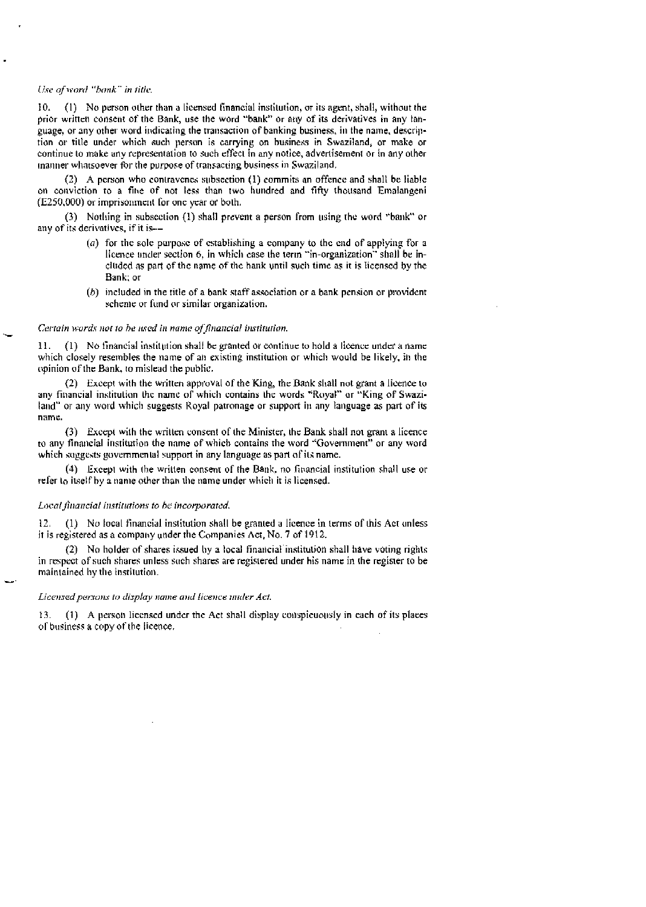*Use of word "bank" in title.*

10. (1) No person other than a licensed financial institution, or its agent, shall, without the prior written consent of the Bank, use the word "bank" or any of its derivatives in any language, or any other word indicating the transaction of banking business, in the name, description or title under which such person is carrying on business in Swaziland, or make or continue to make any representation to such effect in any notice, advertisement or in any other manner whatsoever for the purpose of transacting business in Swaziland.

(2) A person who contravenes subsection (1) commits an offence and shall be liable on conviction to a fine of not less than two hundred and fifty thousand Emalangeni (E250,000) or imprisonment for one year or both.

(3) Nothing in subsection (1) shall prevent a person from using the word "bank" or any of its derivatives, if it is—

> (a) for the sole purpose of establishing a company to the end of applying for a licence under section 6, in which case the term "in-organization" shall be included as part of the name of the bank until such time as it is licensed by the Bank; or
>
> (b) included in the title of a bank staff association or a bank pension or provident scheme or fund or similar organization.

*Certain words not to be used in name of financial institution.*

11. (1) No financial institution shall be granted or continue to hold a licence under a name which closely resembles the name of an existing institution or which would be likely, in the opinion of the Bank, to mislead the public.

(2) Except with the written approval of the King, the Bank shall not grant a licence to any financial institution the name of which contains the words "Royal" or "King of Swaziland" or any word which suggests Royal patronage or support in any language as part of its name.

(3) Except with the written consent of the Minister, the Bank shall not grant a licence to any financial institution the name of which contains the word "Government" or any word which suggests governmental support in any language as part of its name.

(4) Except with the written consent of the Bank, no financial institution shall use or refer to itself by a name other than the name under which it is licensed.

*Local financial institutions to be incorporated.*

12. (1) No local financial institution shall be granted a licence in terms of this Act unless it is registered as a company under the Companies Act, No. 7 of 1912.

(2) No holder of shares issued by a local financial institution shall have voting rights in respect of such shares unless such shares are registered under his name in the register to be maintained by the institution.

*Licensed persons to display name and licence under Act.*

13. (1) A person licensed under the Act shall display conspicuously in each of its places of business a copy of the licence.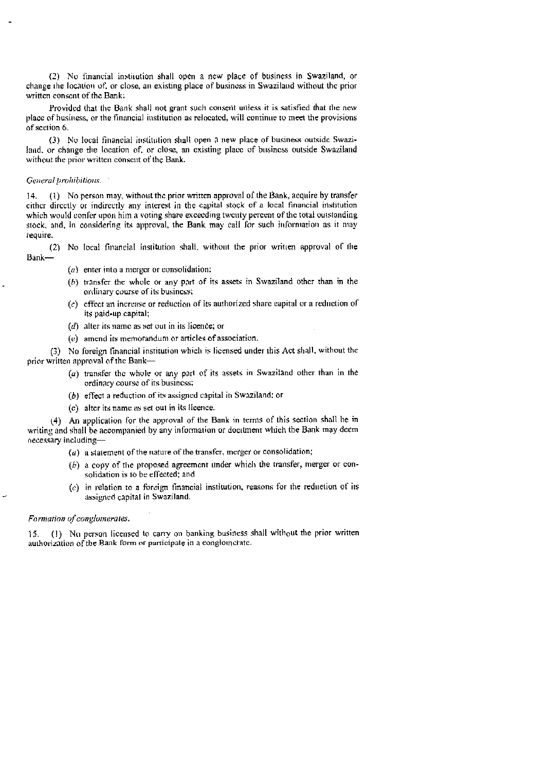(2) No financial institution shall open a new place of business in Swaziland, or change the location of, or close, an existing place of business in Swaziland without the prior written consent of the Bank:

Provided that the Bank shall not grant such consent unless it is satisfied that the new place of business, or the financial institution as relocated, will continue to meet the provisions of section 6.

(3) No local financial institution shall open a new place of business outside Swaziland, or change the location of, or close, an existing place of business outside Swaziland without the prior written consent of the Bank.

*General prohibitions.*

14. (1) No person may, without the prior written approval of the Bank, acquire by transfer either directly or indirectly any interest in the capital stock of a local financial institution which would confer upon him a voting share exceeding twenty percent of the total outstanding stock, and, in considering its approval, the Bank may call for such information as it may require.

(2) No local financial institution shall, without the prior written approval of the Bank—

- (*a*) enter into a merger or consolidation;
- (*b*) transfer the whole or any part of its assets in Swaziland other than in the ordinary course of its business;
- (*c*) effect an increase or reduction of its authorized share capital or a reduction of its paid-up capital;
- (*d*) alter its name as set out in its licence; or
- (*e*) amend its memorandum or articles of association.

(3) No foreign financial institution which is licensed under this Act shall, without the prior written approval of the Bank—

- (*a*) transfer the whole or any part of its assets in Swaziland other than in the ordinary course of its business;
- (*b*) effect a reduction of its assigned capital in Swaziland; or
- (*c*) alter its name as set out in its licence.

(4) An application for the approval of the Bank in terms of this section shall be in writing and shall be accompanied by any information or document which the Bank may deem necessary including—

- (*a*) a statement of the nature of the transfer, merger or consolidation;
- (*b*) a copy of the proposed agreement under which the transfer, merger or consolidation is to be effected; and
- (*c*) in relation to a foreign financial institution, reasons for the reduction of its assigned capital in Swaziland.

*Formation of conglomerates.*

15. (1) No person licensed to carry on banking business shall without the prior written authorization of the Bank form or participate in a conglomerate.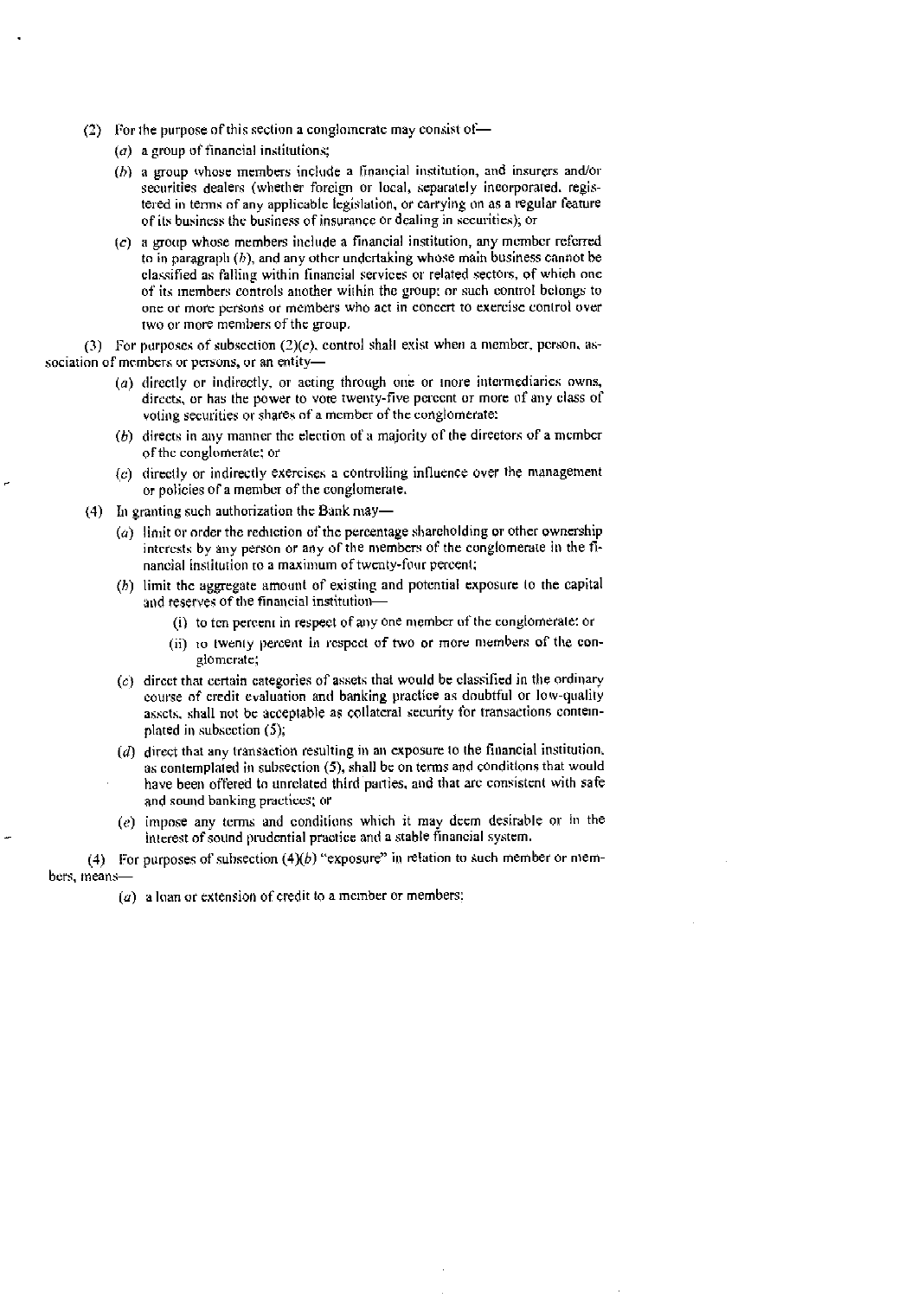(2) For the purpose of this section a conglomerate may consist of—

(*a*) a group of financial institutions;

(*b*) a group whose members include a financial institution, and insurers and/or securities dealers (whether foreign or local, separately incorporated, registered in terms of any applicable legislation, or carrying on as a regular feature of its business the business of insurance or dealing in securities); or

(*c*) a group whose members include a financial institution, any member referred to in paragraph (*b*), and any other undertaking whose main business cannot be classified as falling within financial services or related sectors, of which one of its members controls another within the group; or such control belongs to one or more persons or members who act in concert to exercise control over two or more members of the group.

(3) For purposes of subsection (2)(*c*), control shall exist when a member, person, association of members or persons, or an entity—

(*a*) directly or indirectly, or acting through one or more intermediaries owns, directs, or has the power to vote twenty-five percent or more of any class of voting securities or shares of a member of the conglomerate:

(*b*) directs in any manner the election of a majority of the directors of a member of the conglomerate; or

(*c*) directly or indirectly exercises a controlling influence over the management or policies of a member of the conglomerate.

(4) In granting such authorization the Bank may—

(*a*) limit or order the reduction of the percentage shareholding or other ownership interests by any person or any of the members of the conglomerate in the financial institution to a maximum of twenty-four percent;

(*b*) limit the aggregate amount of existing and potential exposure to the capital and reserves of the financial institution—

(i) to ten percent in respect of any one member of the conglomerate: or

(ii) to twenty percent in respect of two or more members of the conglomerate;

(*c*) direct that certain categories of assets that would be classified in the ordinary course of credit evaluation and banking practice as doubtful or low-quality assets, shall not be acceptable as collateral security for transactions contemplated in subsection (5);

(*d*) direct that any transaction resulting in an exposure to the financial institution, as contemplated in subsection (5), shall be on terms and conditions that would have been offered to unrelated third parties, and that are consistent with safe and sound banking practices; or

(*e*) impose any terms and conditions which it may deem desirable or in the interest of sound prudential practice and a stable financial system.

(4) For purposes of subsection (4)(*b*) "exposure" in relation to such member or members, means—

(*a*) a loan or extension of credit to a member or members;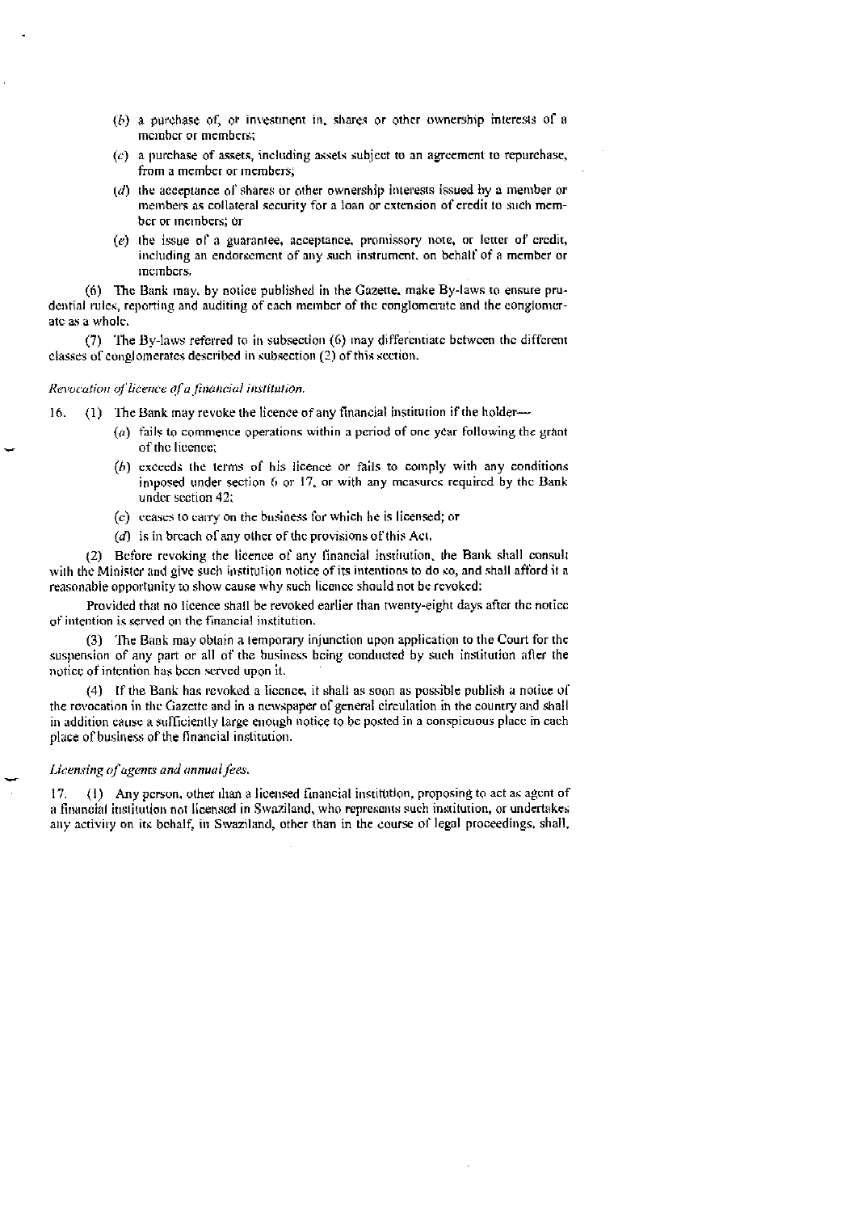(*b*) a purchase of, or investment in, shares or other ownership interests of a member or members;

(*c*) a purchase of assets, including assets subject to an agreement to repurchase, from a member or members;

(*d*) the acceptance of shares or other ownership interests issued by a member or members as collateral security for a loan or extension of credit to such member or members; or

(*e*) the issue of a guarantee, acceptance, promissory note, or letter of credit, including an endorsement of any such instrument, on behalf of a member or members.

(6) The Bank may, by notice published in the Gazette, make By-laws to ensure prudential rules, reporting and auditing of each member of the conglomerate and the conglomerate as a whole.

(7) The By-laws referred to in subsection (6) may differentiate between the different classes of conglomerates described in subsection (2) of this section.

*Revocation of licence of a financial institution.*

16. (1) The Bank may revoke the licence of any financial institution if the holder—

(*a*) fails to commence operations within a period of one year following the grant of the licence;

(*b*) exceeds the terms of his licence or fails to comply with any conditions imposed under section 6 or 17, or with any measures required by the Bank under section 42;

(*c*) ceases to carry on the business for which he is licensed; or

(*d*) is in breach of any other of the provisions of this Act.

(2) Before revoking the licence of any financial institution, the Bank shall consult with the Minister and give such institution notice of its intentions to do so, and shall afford it a reasonable opportunity to show cause why such licence should not be revoked:

Provided that no licence shall be revoked earlier than twenty-eight days after the notice of intention is served on the financial institution.

(3) The Bank may obtain a temporary injunction upon application to the Court for the suspension of any part or all of the business being conducted by such institution after the notice of intention has been served upon it.

(4) If the Bank has revoked a licence, it shall as soon as possible publish a notice of the revocation in the Gazette and in a newspaper of general circulation in the country and shall in addition cause a sufficiently large enough notice to be posted in a conspicuous place in each place of business of the financial institution.

*Licensing of agents and annual fees.*

17. (1) Any person, other than a licensed financial institution, proposing to act as agent of a financial institution not licensed in Swaziland, who represents such institution, or undertakes any activity on its behalf, in Swaziland, other than in the course of legal proceedings, shall,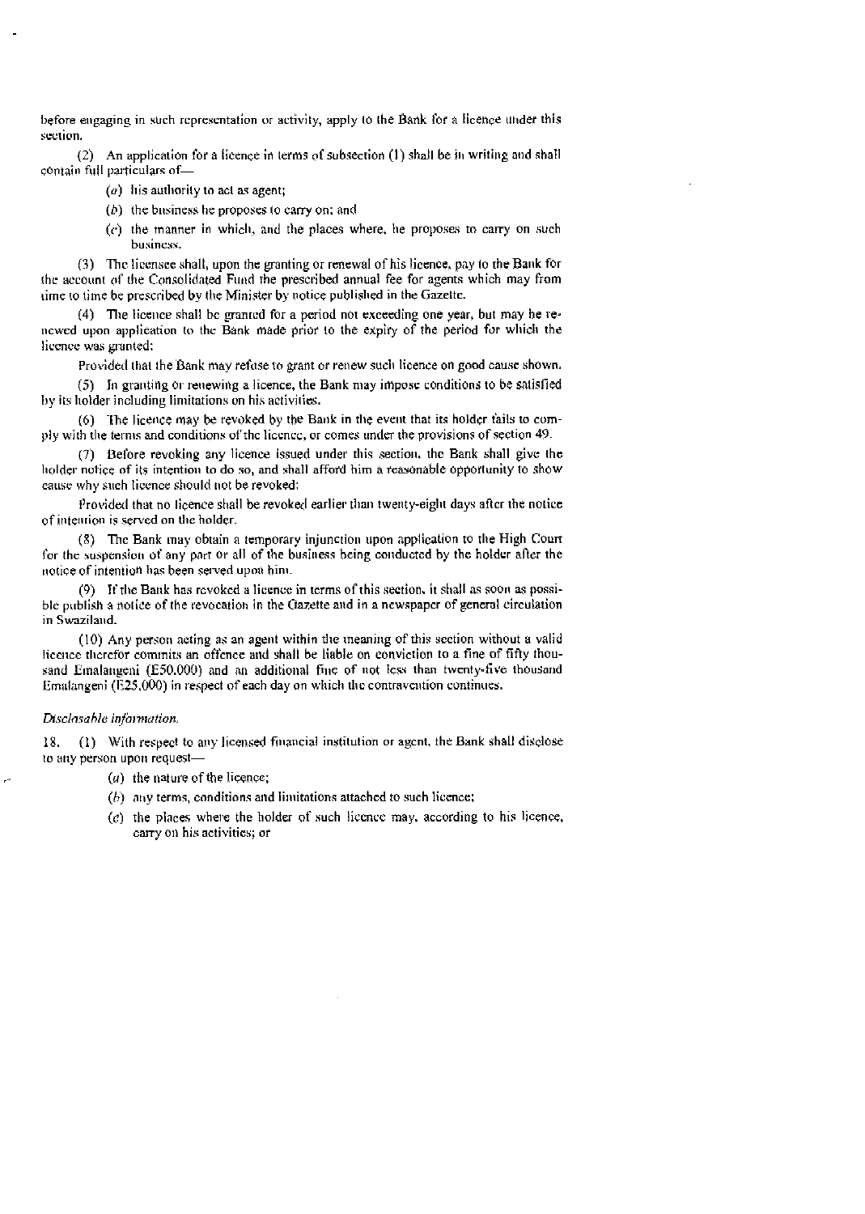before engaging in such representation or activity, apply to the Bank for a licence under this section.

(2) An application for a licence in terms of subsection (1) shall be in writing and shall contain full particulars of—

(*a*) his authority to act as agent;

(*b*) the business he proposes to carry on; and

(*c*) the manner in which, and the places where, he proposes to carry on such business.

(3) The licensee shall, upon the granting or renewal of his licence, pay to the Bank for the account of the Consolidated Fund the prescribed annual fee for agents which may from time to time be prescribed by the Minister by notice published in the Gazette.

(4) The licence shall be granted for a period not exceeding one year, but may be renewed upon application to the Bank made prior to the expiry of the period for which the licence was granted:

Provided that the Bank may refuse to grant or renew such licence on good cause shown.

(5) In granting or renewing a licence, the Bank may impose conditions to be satisfied by its holder including limitations on his activities.

(6) The licence may be revoked by the Bank in the event that its holder fails to comply with the terms and conditions of the licence, or comes under the provisions of section 49.

(7) Before revoking any licence issued under this section, the Bank shall give the holder notice of its intention to do so, and shall afford him a reasonable opportunity to show cause why such licence should not be revoked:

Provided that no licence shall be revoked earlier than twenty-eight days after the notice of intention is served on the holder.

(8) The Bank may obtain a temporary injunction upon application to the High Court for the suspension of any part or all of the business being conducted by the holder after the notice of intention has been served upon him.

(9) If the Bank has revoked a licence in terms of this section, it shall as soon as possible publish a notice of the revocation in the Gazette and in a newspaper of general circulation in Swaziland.

(10) Any person acting as an agent within the meaning of this section without a valid licence therefor commits an offence and shall be liable on conviction to a fine of fifty thousand Emalangeni (E50,000) and an additional fine of not less than twenty-five thousand Emalangeni (E25,000) in respect of each day on which the contravention continues.

*Disclosable information.*

18. (1) With respect to any licensed financial institution or agent, the Bank shall disclose to any person upon request—

(*a*) the nature of the licence;

(*b*) any terms, conditions and limitations attached to such licence;

(*c*) the places where the holder of such licence may, according to his licence, carry on his activities; or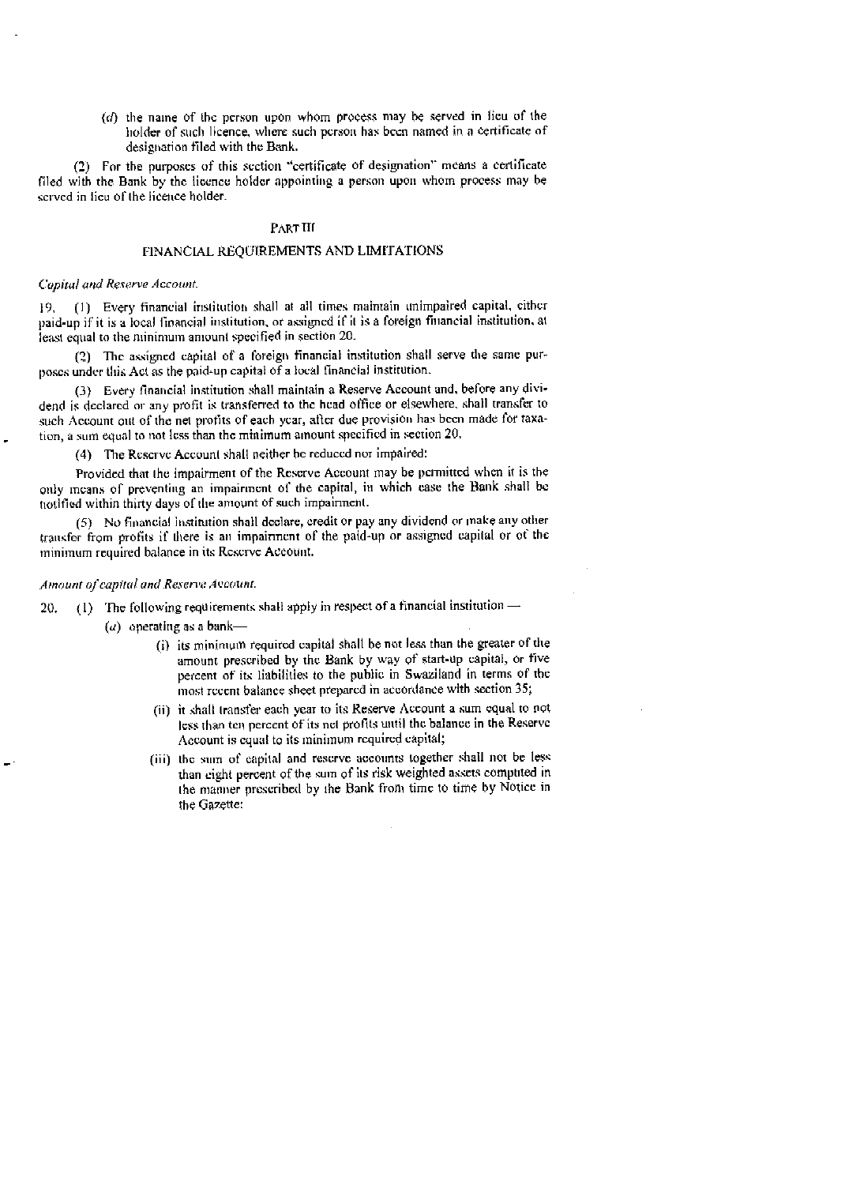(d) the name of the person upon whom process may be served in lieu of the holder of such licence, where such person has been named in a certificate of designation filed with the Bank.

(2) For the purposes of this section "certificate of designation" means a certificate filed with the Bank by the licence holder appointing a person upon whom process may be served in lieu of the licence holder.

## PART III

## FINANCIAL REQUIREMENTS AND LIMITATIONS

*Capital and Reserve Account.*

19. (1) Every financial institution shall at all times maintain unimpaired capital, either paid-up if it is a local financial institution, or assigned if it is a foreign financial institution, at least equal to the minimum amount specified in section 20.

(2) The assigned capital of a foreign financial institution shall serve the same purposes under this Act as the paid-up capital of a local financial institution.

(3) Every financial institution shall maintain a Reserve Account and, before any dividend is declared or any profit is transferred to the head office or elsewhere, shall transfer to such Account out of the net profits of each year, after due provision has been made for taxation, a sum equal to not less than the minimum amount specified in section 20.

(4) The Reserve Account shall neither be reduced nor impaired:

Provided that the impairment of the Reserve Account may be permitted when it is the only means of preventing an impairment of the capital, in which case the Bank shall be notified within thirty days of the amount of such impairment.

(5) No financial institution shall declare, credit or pay any dividend or make any other transfer from profits if there is an impairment of the paid-up or assigned capital or of the minimum required balance in its Reserve Account.

*Amount of capital and Reserve Account.*

20. (1) The following requirements shall apply in respect of a financial institution —

(a) operating as a bank—

(i) its minimum required capital shall be not less than the greater of the amount prescribed by the Bank by way of start-up capital, or five percent of its liabilities to the public in Swaziland in terms of the most recent balance sheet prepared in accordance with section 35;

(ii) it shall transfer each year to its Reserve Account a sum equal to not less than ten percent of its net profits until the balance in the Reserve Account is equal to its minimum required capital;

(iii) the sum of capital and reserve accounts together shall not be less than eight percent of the sum of its risk weighted assets computed in the manner prescribed by the Bank from time to time by Notice in the Gazette: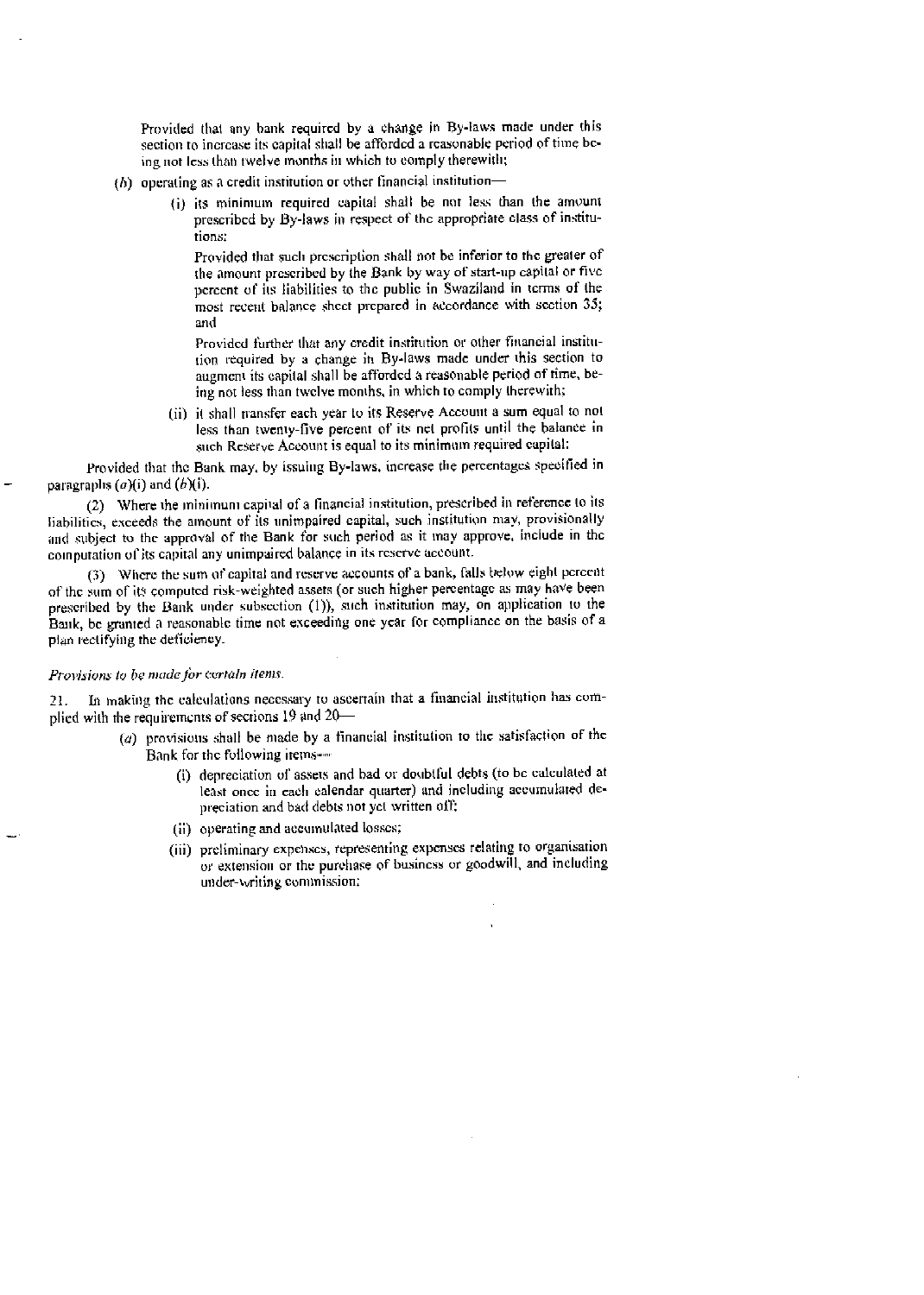Provided that any bank required by a change in By-laws made under this section to increase its capital shall be afforded a reasonable period of time being not less than twelve months in which to comply therewith;

(*b*) operating as a credit institution or other financial institution—

(i) its minimum required capital shall be not less than the amount prescribed by By-laws in respect of the appropriate class of institutions:

Provided that such prescription shall not be inferior to the greater of the amount prescribed by the Bank by way of start-up capital or five percent of its liabilities to the public in Swaziland in terms of the most recent balance sheet prepared in accordance with section 35; and

Provided further that any credit institution or other financial institution required by a change in By-laws made under this section to augment its capital shall be afforded a reasonable period of time, being not less than twelve months, in which to comply therewith;

(ii) it shall transfer each year to its Reserve Account a sum equal to not less than twenty-five percent of its net profits until the balance in such Reserve Account is equal to its minimum required capital:

Provided that the Bank may, by issuing By-laws, increase the percentages specified in paragraphs (*a*)(i) and (*b*)(i).

(2) Where the minimum capital of a financial institution, prescribed in reference to its liabilities, exceeds the amount of its unimpaired capital, such institution may, provisionally and subject to the approval of the Bank for such period as it may approve, include in the computation of its capital any unimpaired balance in its reserve account.

(3) Where the sum of capital and reserve accounts of a bank, falls below eight percent of the sum of its computed risk-weighted assets (or such higher percentage as may have been prescribed by the Bank under subsection (1)), such institution may, on application to the Bank, be granted a reasonable time not exceeding one year for compliance on the basis of a plan rectifying the deficiency.

*Provisions to be made for certain items.*

21. In making the calculations necessary to ascertain that a financial institution has complied with the requirements of sections 19 and 20—

(*a*) provisions shall be made by a financial institution to the satisfaction of the Bank for the following items—

(i) depreciation of assets and bad or doubtful debts (to be calculated at least once in each calendar quarter) and including accumulated depreciation and bad debts not yet written off;

(ii) operating and accumulated losses;

(iii) preliminary expenses, representing expenses relating to organisation or extension or the purchase of business or goodwill, and including under-writing commission;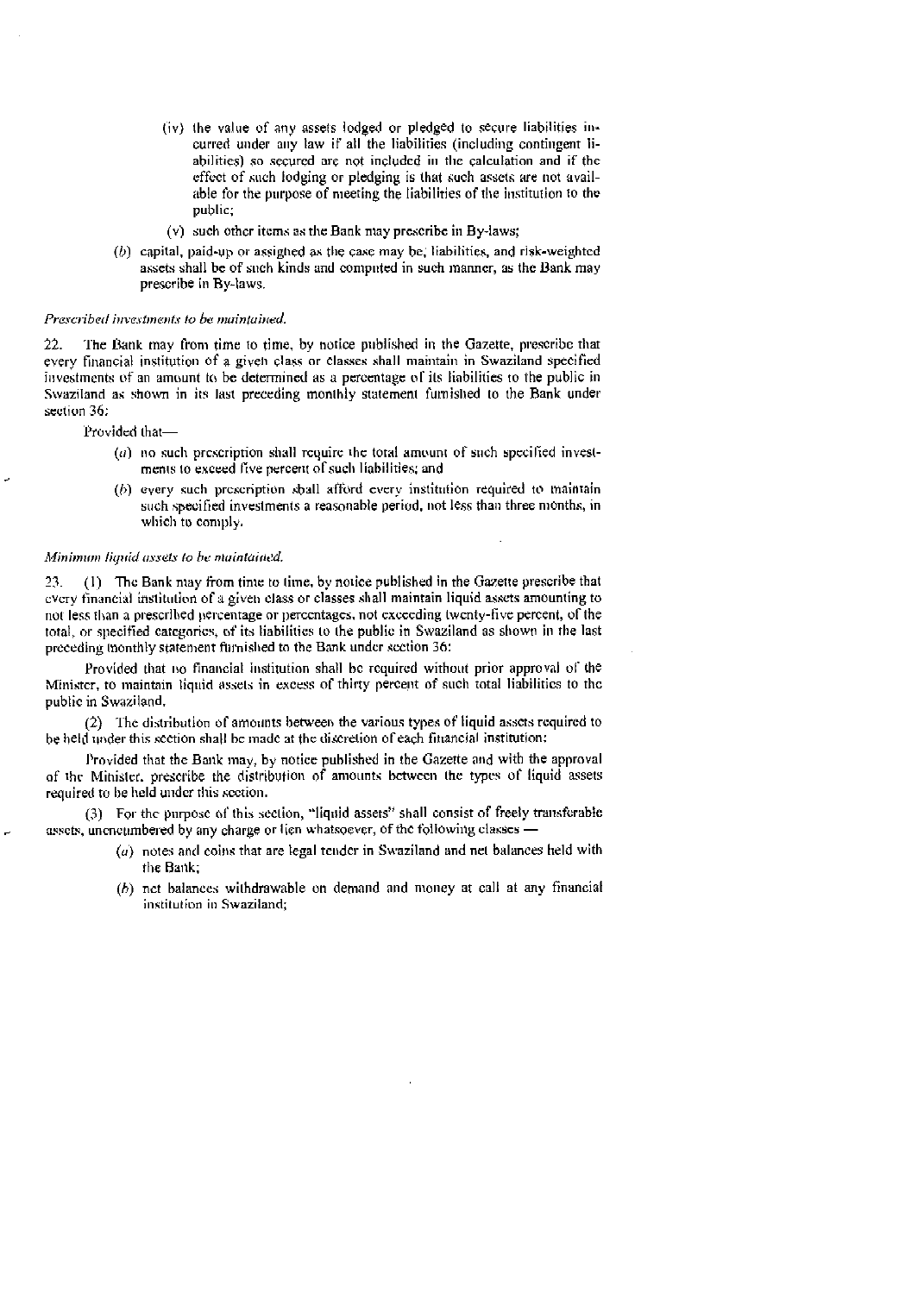(iv) the value of any assets lodged or pledged to secure liabilities incurred under any law if all the liabilities (including contingent liabilities) so secured are not included in the calculation and if the effect of such lodging or pledging is that such assets are not available for the purpose of meeting the liabilities of the institution to the public;

(v) such other items as the Bank may prescribe in By-laws;

(*b*) capital, paid-up or assigned as the case may be, liabilities, and risk-weighted assets shall be of such kinds and computed in such manner, as the Bank may prescribe in By-laws.

*Prescribed investments to be maintained.*

22. The Bank may from time to time, by notice published in the Gazette, prescribe that every financial institution of a given class or classes shall maintain in Swaziland specified investments of an amount to be determined as a percentage of its liabilities to the public in Swaziland as shown in its last preceding monthly statement furnished to the Bank under section 36:

Provided that—

(*a*) no such prescription shall require the total amount of such specified investments to exceed five percent of such liabilities; and

(*b*) every such prescription shall afford every institution required to maintain such specified investments a reasonable period, not less than three months, in which to comply.

*Minimum liquid assets to be maintained.*

23. (1) The Bank may from time to time, by notice published in the Gazette prescribe that every financial institution of a given class or classes shall maintain liquid assets amounting to not less than a prescribed percentage or percentages, not exceeding twenty-five percent, of the total, or specified categories, of its liabilities to the public in Swaziland as shown in the last preceding monthly statement furnished to the Bank under section 36:

Provided that no financial institution shall be required without prior approval of the Minister, to maintain liquid assets in excess of thirty percent of such total liabilities to the public in Swaziland.

(2) The distribution of amounts between the various types of liquid assets required to be held under this section shall be made at the discretion of each financial institution:

Provided that the Bank may, by notice published in the Gazette and with the approval of the Minister, prescribe the distribution of amounts between the types of liquid assets required to be held under this section.

(3) For the purpose of this section, "liquid assets" shall consist of freely transferable assets, unencumbered by any charge or lien whatsoever, of the following classes —

(*a*) notes and coins that are legal tender in Swaziland and net balances held with the Bank;

(*b*) net balances withdrawable on demand and money at call at any financial institution in Swaziland;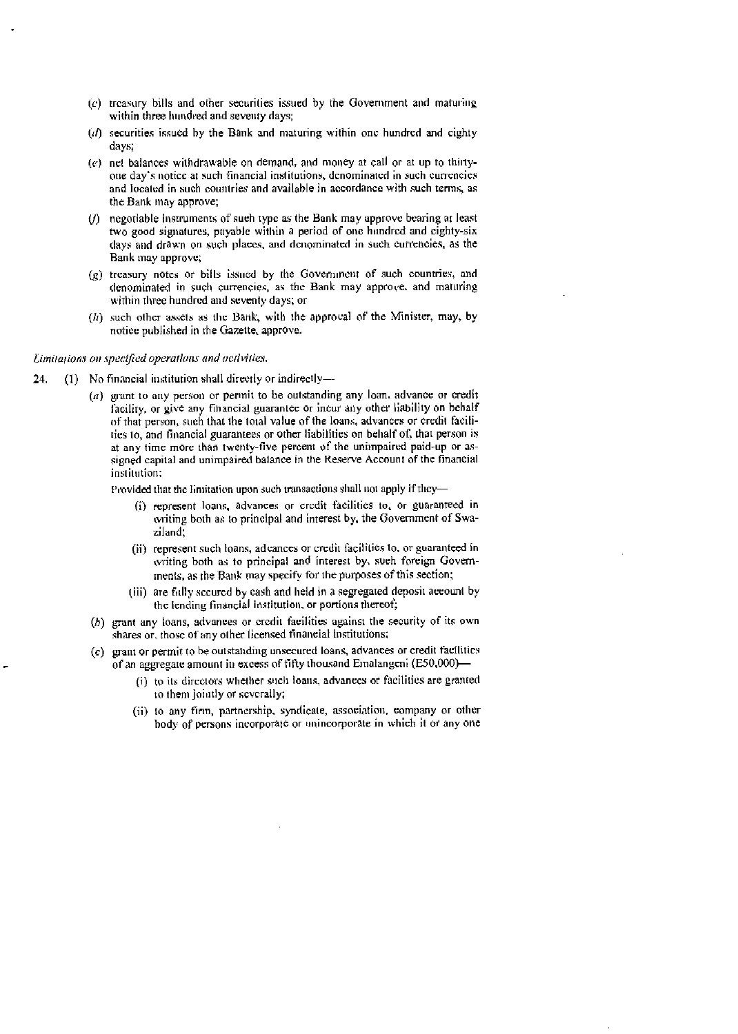(*c*) treasury bills and other securities issued by the Government and maturing within three hundred and seventy days;

(*d*) securities issued by the Bank and maturing within one hundred and eighty days;

(*e*) net balances withdrawable on demand, and money at call or at up to thirty-one day's notice at such financial institutions, denominated in such currencies and located in such countries and available in accordance with such terms, as the Bank may approve;

(*f*) negotiable instruments of such type as the Bank may approve bearing at least two good signatures, payable within a period of one hundred and eighty-six days and drawn on such places, and denominated in such currencies, as the Bank may approve;

(*g*) treasury notes or bills issued by the Government of such countries, and denominated in such currencies, as the Bank may approve, and maturing within three hundred and seventy days; or

(*h*) such other assets as the Bank, with the approval of the Minister, may, by notice published in the Gazette, approve.

*Limitations on specified operations and activities.*

24. (1) No financial institution shall directly or indirectly—

(*a*) grant to any person or permit to be outstanding any loan, advance or credit facility, or give any financial guarantee or incur any other liability on behalf of that person, such that the total value of the loans, advances or credit facilities to, and financial guarantees or other liabilities on behalf of, that person is at any time more than twenty-five percent of the unimpaired paid-up or assigned capital and unimpaired balance in the Reserve Account of the financial institution:

Provided that the limitation upon such transactions shall not apply if they—

(i) represent loans, advances or credit facilities to, or guaranteed in writing both as to principal and interest by, the Government of Swaziland;

(ii) represent such loans, advances or credit facilities to, or guaranteed in writing both as to principal and interest by, such foreign Governments, as the Bank may specify for the purposes of this section;

(iii) are fully secured by cash and held in a segregated deposit account by the lending financial institution, or portions thereof;

(*b*) grant any loans, advances or credit facilities against the security of its own shares or, those of any other licensed financial institutions;

(*c*) grant or permit to be outstanding unsecured loans, advances or credit facilities of an aggregate amount in excess of fifty thousand Emalangeni (E50,000)—

(i) to its directors whether such loans, advances or facilities are granted to them jointly or severally;

(ii) to any firm, partnership, syndicate, association, company or other body of persons incorporate or unincorporate in which it or any one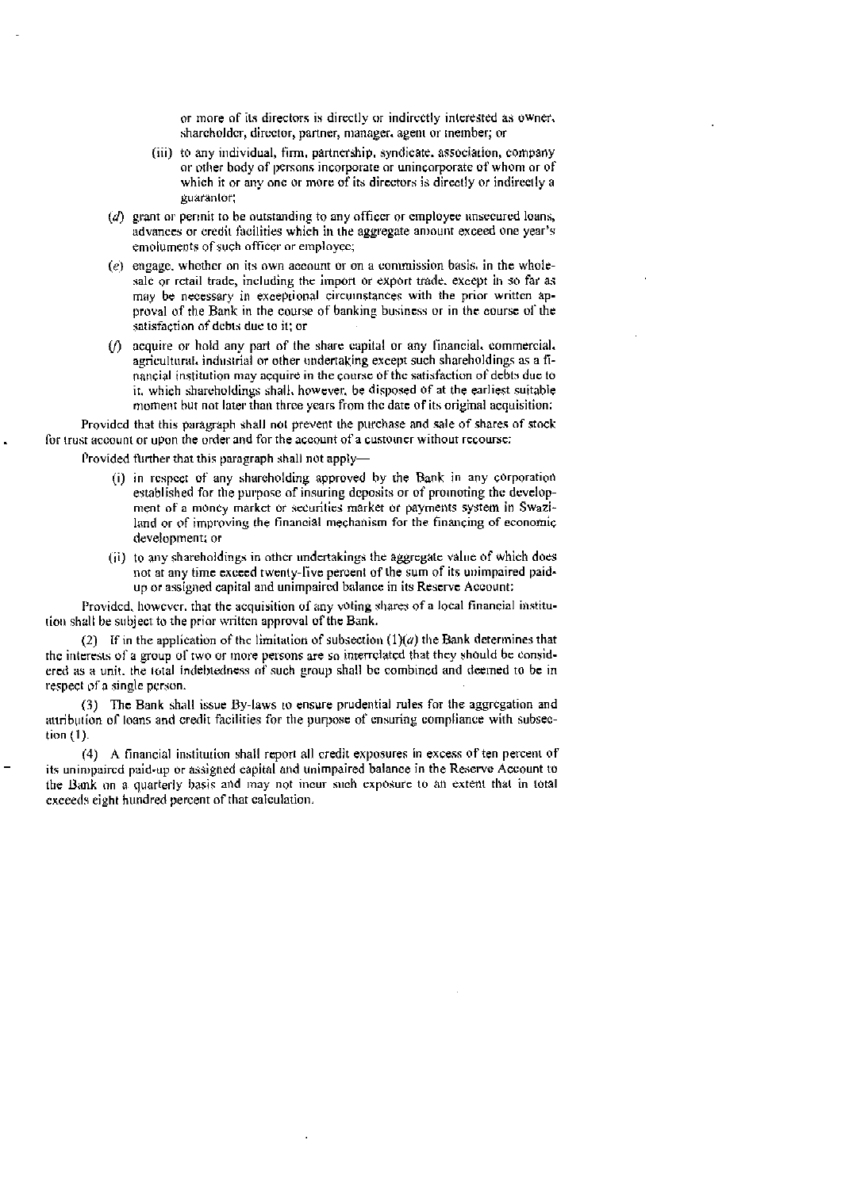or more of its directors is directly or indirectly interested as owner, shareholder, director, partner, manager, agent or member; or

(iii) to any individual, firm, partnership, syndicate, association, company or other body of persons incorporate or unincorporate of whom or of which it or any one or more of its directors is directly or indirectly a guarantor;

(*d*) grant or permit to be outstanding to any officer or employee unsecured loans, advances or credit facilities which in the aggregate amount exceed one year's emoluments of such officer or employee;

(*e*) engage, whether on its own account or on a commission basis, in the wholesale or retail trade, including the import or export trade, except in so far as may be necessary in exceptional circumstances with the prior written approval of the Bank in the course of banking business or in the course of the satisfaction of debts due to it; or

(*f*) acquire or hold any part of the share capital or any financial, commercial, agricultural, industrial or other undertaking except such shareholdings as a financial institution may acquire in the course of the satisfaction of debts due to it, which shareholdings shall, however, be disposed of at the earliest suitable moment but not later than three years from the date of its original acquisition:

Provided that this paragraph shall not prevent the purchase and sale of shares of stock for trust account or upon the order and for the account of a customer without recourse:

Provided further that this paragraph shall not apply—

(i) in respect of any shareholding approved by the Bank in any corporation established for the purpose of insuring deposits or of promoting the development of a money market or securities market or payments system in Swaziland or of improving the financial mechanism for the financing of economic development; or

(ii) to any shareholdings in other undertakings the aggregate value of which does not at any time exceed twenty-five percent of the sum of its unimpaired paid-up or assigned capital and unimpaired balance in its Reserve Account:

Provided, however, that the acquisition of any voting shares of a local financial institution shall be subject to the prior written approval of the Bank.

(2) If in the application of the limitation of subsection (1)(*a*) the Bank determines that the interests of a group of two or more persons are so interrelated that they should be considered as a unit, the total indebtedness of such group shall be combined and deemed to be in respect of a single person.

(3) The Bank shall issue By-laws to ensure prudential rules for the aggregation and attribution of loans and credit facilities for the purpose of ensuring compliance with subsection (1).

(4) A financial institution shall report all credit exposures in excess of ten percent of its unimpaired paid-up or assigned capital and unimpaired balance in the Reserve Account to the Bank on a quarterly basis and may not incur such exposure to an extent that in total exceeds eight hundred percent of that calculation.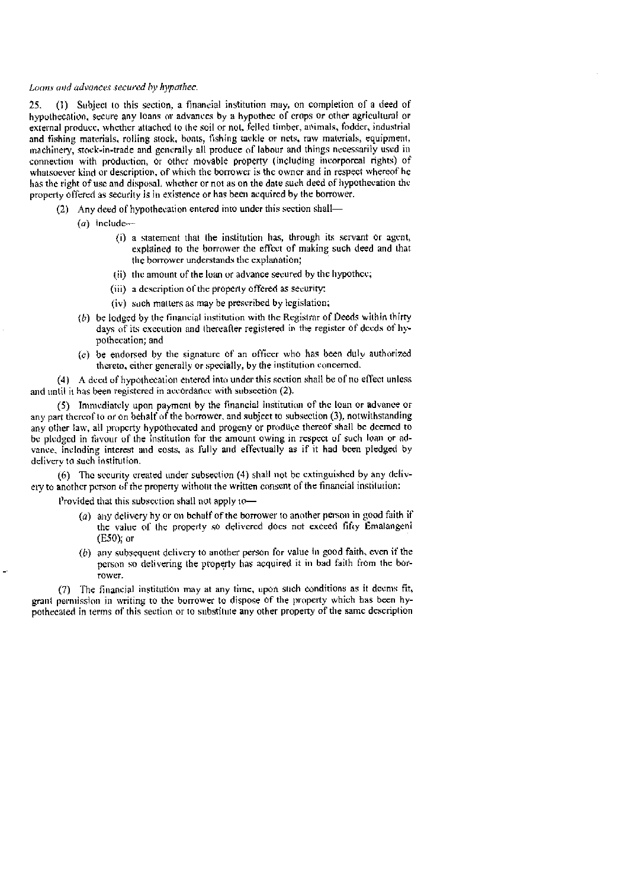*Loans and advances secured by hypothec.*

25. (1) Subject to this section, a financial institution may, on completion of a deed of hypothecation, secure any loans or advances by a hypothec of crops or other agricultural or external produce, whether attached to the soil or not, felled timber, animals, fodder, industrial and fishing materials, rolling stock, boats, fishing tackle or nets, raw materials, equipment, machinery, stock-in-trade and generally all produce of labour and things necessarily used in connection with production, or other movable property (including incorporeal rights) of whatsoever kind or description, of which the borrower is the owner and in respect whereof he has the right of use and disposal, whether or not as on the date such deed of hypothecation the property offered as security is in existence or has been acquired by the borrower.

(2) Any deed of hypothecation entered into under this section shall—

(*a*) include—

(i) a statement that the institution has, through its servant or agent, explained to the borrower the effect of making such deed and that the borrower understands the explanation;

(ii) the amount of the loan or advance secured by the hypothec;

(iii) a description of the property offered as security;

(iv) such matters as may be prescribed by legislation;

(*b*) be lodged by the financial institution with the Registrar of Deeds within thirty days of its execution and thereafter registered in the register of deeds of hypothecation; and

(*c*) be endorsed by the signature of an officer who has been duly authorized thereto, either generally or specially, by the institution concerned.

(4) A deed of hypothecation entered into under this section shall be of no effect unless and until it has been registered in accordance with subsection (2).

(5) Immediately upon payment by the financial institution of the loan or advance or any part thereof to or on behalf of the borrower, and subject to subsection (3), notwithstanding any other law, all property hypothecated and progeny or produce thereof shall be deemed to be pledged in favour of the institution for the amount owing in respect of such loan or advance, including interest and costs, as fully and effectually as if it had been pledged by delivery to such institution.

(6) The security created under subsection (4) shall not be extinguished by any delivery to another person of the property without the written consent of the financial institution:

Provided that this subsection shall not apply to—

(*a*) any delivery by or on behalf of the borrower to another person in good faith if the value of the property so delivered does not exceed fifty Emalangeni (E50); or

(*b*) any subsequent delivery to another person for value in good faith, even if the person so delivering the property has acquired it in bad faith from the borrower.

(7) The financial institution may at any time, upon such conditions as it deems fit, grant permission in writing to the borrower to dispose of the property which has been hypothecated in terms of this section or to substitute any other property of the same description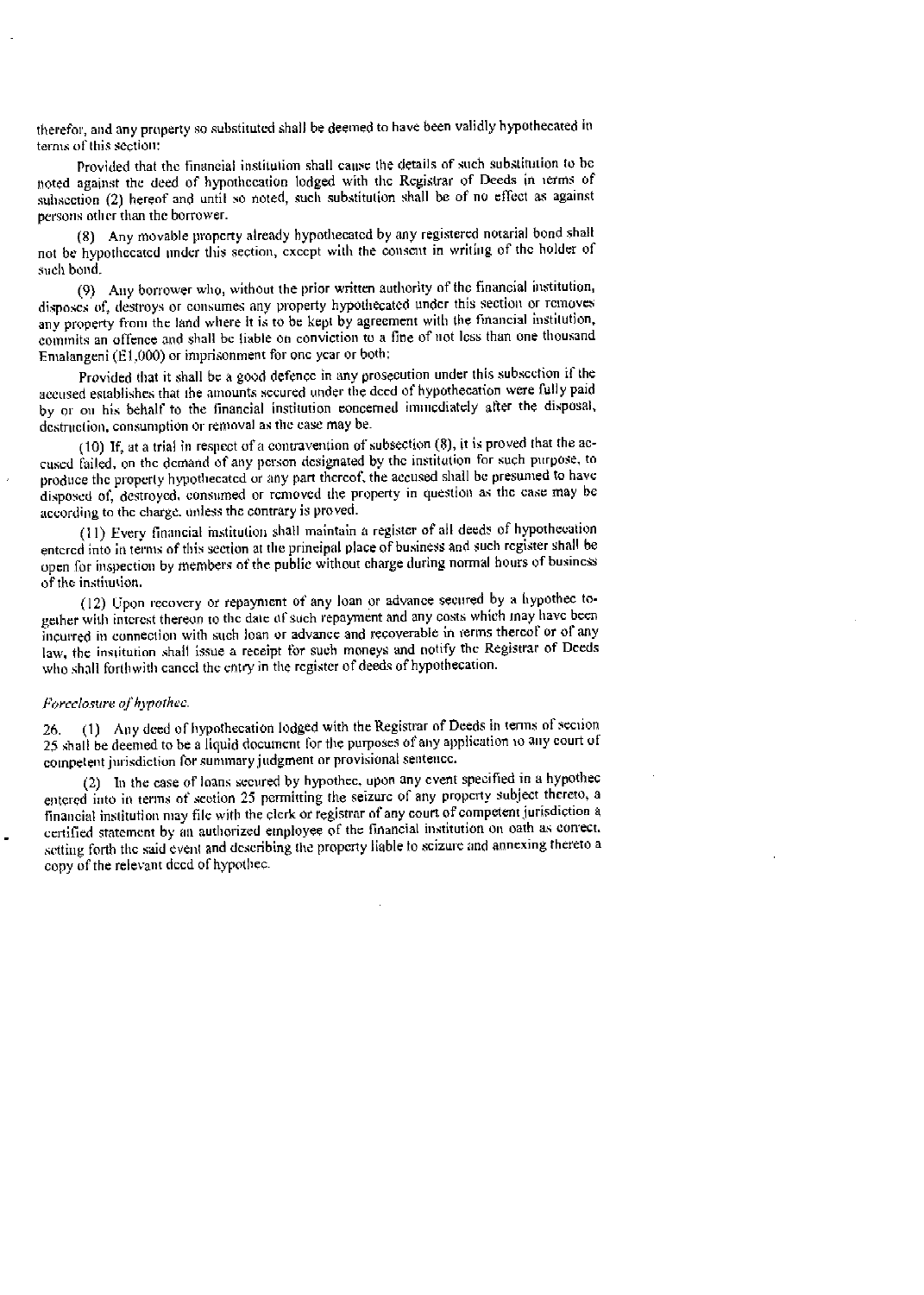therefor, and any property so substituted shall be deemed to have been validly hypothecated in terms of this section:

Provided that the financial institution shall cause the details of such substitution to be noted against the deed of hypothecation lodged with the Registrar of Deeds in terms of subsection (2) hereof and until so noted, such substitution shall be of no effect as against persons other than the borrower.

(8) Any movable property already hypothecated by any registered notarial bond shall not be hypothecated under this section, except with the consent in writing of the holder of such bond.

(9) Any borrower who, without the prior written authority of the financial institution, disposes of, destroys or consumes any property hypothecated under this section or removes any property from the land where it is to be kept by agreement with the financial institution, commits an offence and shall be liable on conviction to a fine of not less than one thousand Emalangeni (E1,000) or imprisonment for one year or both;

Provided that it shall be a good defence in any prosecution under this subsection if the accused establishes that the amounts secured under the deed of hypothecation were fully paid by or on his behalf to the financial institution concerned immediately after the disposal, destruction, consumption or removal as the case may be.

(10) If, at a trial in respect of a contravention of subsection (8), it is proved that the accused failed, on the demand of any person designated by the institution for such purpose, to produce the property hypothecated or any part thereof, the accused shall be presumed to have disposed of, destroyed, consumed or removed the property in question as the case may be according to the charge, unless the contrary is proved.

(11) Every financial institution shall maintain a register of all deeds of hypothecation entered into in terms of this section at the principal place of business and such register shall be open for inspection by members of the public without charge during normal hours of business of the institution.

(12) Upon recovery or repayment of any loan or advance secured by a hypothec together with interest thereon to the date of such repayment and any costs which may have been incurred in connection with such loan or advance and recoverable in terms thereof or of any law, the institution shall issue a receipt for such moneys and notify the Registrar of Deeds who shall forthwith cancel the entry in the register of deeds of hypothecation.

*Foreclosure of hypothec.*

26. (1) Any deed of hypothecation lodged with the Registrar of Deeds in terms of section 25 shall be deemed to be a liquid document for the purposes of any application to any court of competent jurisdiction for summary judgment or provisional sentence.

(2) In the case of loans secured by hypothec, upon any event specified in a hypothec entered into in terms of section 25 permitting the seizure of any property subject thereto, a financial institution may file with the clerk or registrar of any court of competent jurisdiction a certified statement by an authorized employee of the financial institution on oath as correct, setting forth the said event and describing the property liable to seizure and annexing thereto a copy of the relevant deed of hypothec.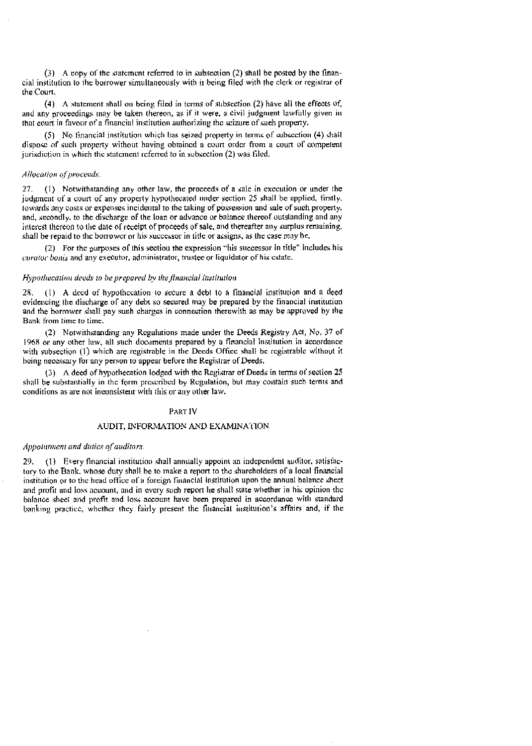(3) A copy of the statement referred to in subsection (2) shall be posted by the financial institution to the borrower simultaneously with it being filed with the clerk or registrar of the Court.

(4) A statement shall on being filed in terms of subsection (2) have all the effects of, and any proceedings may be taken thereon, as if it were, a civil judgment lawfully given in that court in favour of a financial institution authorizing the seizure of such property.

(5) No financial institution which has seized property in terms of subsection (4) shall dispose of such property without having obtained a court order from a court of competent jurisdiction in which the statement referred to in subsection (2) was filed.

*Allocation of proceeds.*

27. (1) Notwithstanding any other law, the proceeds of a sale in execution or under the judgment of a court of any property hypothecated under section 25 shall be applied, firstly, towards any costs or expenses incidental to the taking of possession and sale of such property, and, secondly, to the discharge of the loan or advance or balance thereof outstanding and any interest thereon to the date of receipt of proceeds of sale, and thereafter any surplus remaining, shall be repaid to the borrower or his successor in title or assigns, as the case may be.

(2) For the purposes of this section the expression "his successor in title" includes his *curator bonis* and any executor, administrator, trustee or liquidator of his estate.

*Hypothecation deeds to be prepared by the financial institution*

28. (1) A deed of hypothecation to secure a debt to a financial institution and a deed evidencing the discharge of any debt so secured may be prepared by the financial institution and the borrower shall pay such charges in connection therewith as may be approved by the Bank from time to time.

(2) Notwithstanding any Regulations made under the Deeds Registry Act, No. 37 of 1968 or any other law, all such documents prepared by a financial institution in accordance with subsection (1) which are registrable in the Deeds Office shall be registrable without it being necessary for any person to appear before the Registrar of Deeds.

(3) A deed of hypothecation lodged with the Registrar of Deeds in terms of section 25 shall be substantially in the form prescribed by Regulation, but may contain such terms and conditions as are not inconsistent with this or any other law.

## PART IV

## AUDIT, INFORMATION AND EXAMINATION

*Appointment and duties of auditors.*

29. (1) Every financial institution shall annually appoint an independent auditor, satisfactory to the Bank, whose duty shall be to make a report to the shareholders of a local financial institution or to the head office of a foreign financial institution upon the annual balance sheet and profit and loss account, and in every such report he shall state whether in his opinion the balance sheet and profit and loss account have been prepared in accordance with standard banking practice, whether they fairly present the financial institution's affairs and, if the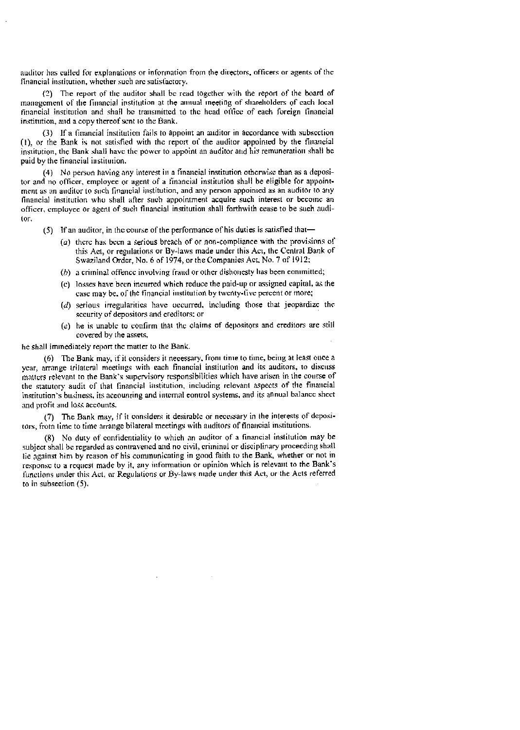auditor has called for explanations or information from the directors, officers or agents of the financial institution, whether such are satisfactory.

(2) The report of the auditor shall be read together with the report of the board of management of the financial institution at the annual meeting of shareholders of each local financial institution and shall be transmitted to the head office of each foreign financial institution, and a copy thereof sent to the Bank.

(3) If a financial institution fails to appoint an auditor in accordance with subsection (1), or the Bank is not satisfied with the report of the auditor appointed by the financial institution, the Bank shall have the power to appoint an auditor and his remuneration shall be paid by the financial institution.

(4) No person having any interest in a financial institution otherwise than as a depositor and no officer, employee or agent of a financial institution shall be eligible for appointment as an auditor to such financial institution, and any person appointed as an auditor to any financial institution who shall after such appointment acquire such interest or become an officer, employee or agent of such financial institution shall forthwith cease to be such auditor.

(5) If an auditor, in the course of the performance of his duties is satisfied that—

(*a*) there has been a serious breach of or non-compliance with the provisions of this Act, or regulations or By-laws made under this Act, the Central Bank of Swaziland Order, No. 6 of 1974, or the Companies Act, No. 7 of 1912;

(*b*) a criminal offence involving fraud or other dishonesty has been committed;

(*c*) losses have been incurred which reduce the paid-up or assigned capital, as the case may be, of the financial institution by twenty-five percent or more;

(*d*) serious irregularities have occurred, including those that jeopardize the security of depositors and creditors; or

(*e*) he is unable to confirm that the claims of depositors and creditors are still covered by the assets,

he shall immediately report the matter to the Bank.

(6) The Bank may, if it considers it necessary, from time to time, being at least once a year, arrange trilateral meetings with each financial institution and its auditors, to discuss matters relevant to the Bank's supervisory responsibilities which have arisen in the course of the statutory audit of that financial institution, including relevant aspects of the financial institution's business, its accounting and internal control systems, and its annual balance sheet and profit and loss accounts.

(7) The Bank may, if it considers it desirable or necessary in the interests of depositors, from time to time arrange bilateral meetings with auditors of financial institutions.

(8) No duty of confidentiality to which an auditor of a financial institution may be subject shall be regarded as contravened and no civil, criminal or disciplinary proceeding shall lie against him by reason of his communicating in good faith to the Bank, whether or not in response to a request made by it, any information or opinion which is relevant to the Bank's functions under this Act, or Regulations or By-laws made under this Act, or the Acts referred to in subsection (5).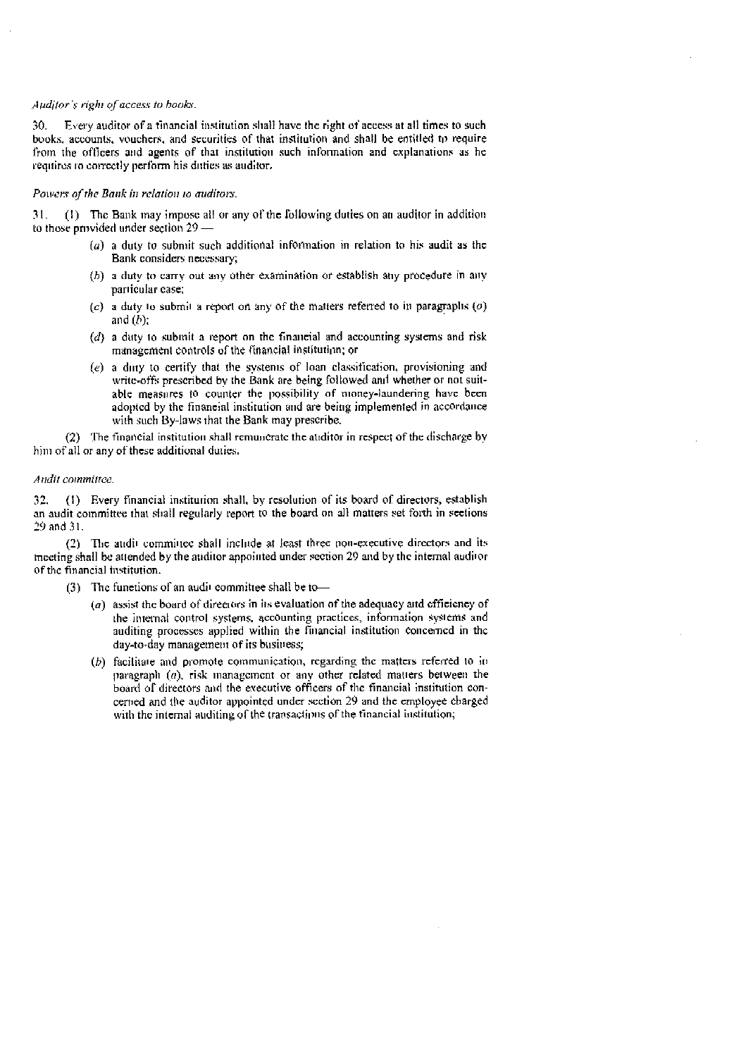*Auditor's right of access to books.*

30. Every auditor of a financial institution shall have the right of access at all times to such books, accounts, vouchers, and securities of that institution and shall be entitled to require from the officers and agents of that institution such information and explanations as he requires to correctly perform his duties as auditor.

*Powers of the Bank in relation to auditors.*

31. (1) The Bank may impose all or any of the following duties on an auditor in addition to those provided under section 29 —

- (*a*) a duty to submit such additional information in relation to his audit as the Bank considers necessary;
- (*b*) a duty to carry out any other examination or establish any procedure in any particular case;
- (*c*) a duty to submit a report on any of the matters referred to in paragraphs (*a*) and (*b*);
- (*d*) a duty to submit a report on the financial and accounting systems and risk management controls of the financial institution; or
- (*e*) a duty to certify that the systems of loan classification, provisioning and write-offs prescribed by the Bank are being followed and whether or not suitable measures to counter the possibility of money-laundering have been adopted by the financial institution and are being implemented in accordance with such By-laws that the Bank may prescribe.

(2) The financial institution shall remunerate the auditor in respect of the discharge by him of all or any of these additional duties.

*Audit committee.*

32. (1) Every financial institution shall, by resolution of its board of directors, establish an audit committee that shall regularly report to the board on all matters set forth in sections 29 and 31.

(2) The audit committee shall include at least three non-executive directors and its meeting shall be attended by the auditor appointed under section 29 and by the internal auditor of the financial institution.

(3) The functions of an audit committee shall be to—

- (*a*) assist the board of directors in its evaluation of the adequacy and efficiency of the internal control systems, accounting practices, information systems and auditing processes applied within the financial institution concerned in the day-to-day management of its business;
- (*b*) facilitate and promote communication, regarding the matters referred to in paragraph (*a*), risk management or any other related matters between the board of directors and the executive officers of the financial institution concerned and the auditor appointed under section 29 and the employee charged with the internal auditing of the transactions of the financial institution;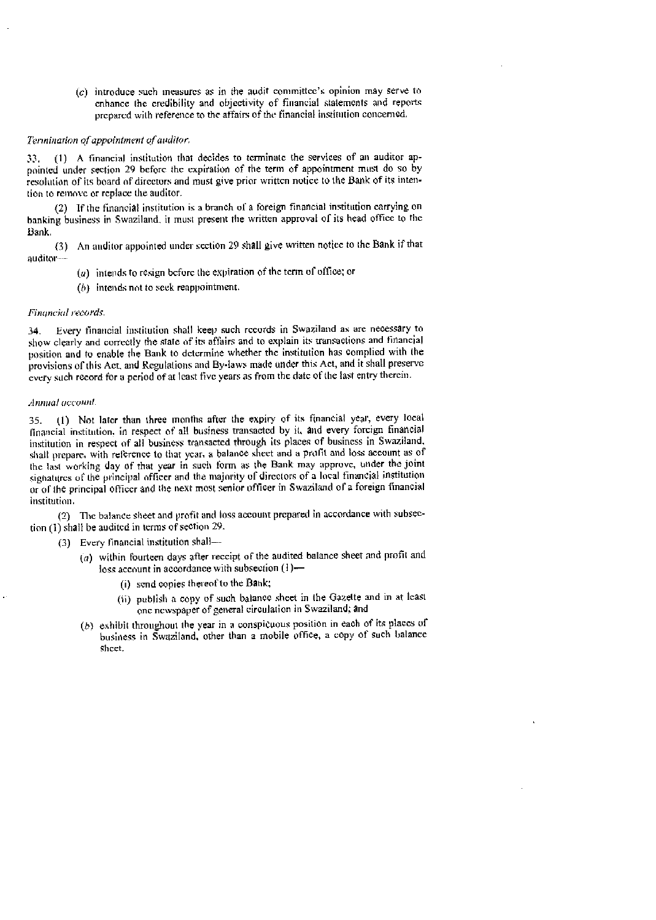(c) introduce such measures as in the audit committee's opinion may serve to enhance the credibility and objectivity of financial statements and reports prepared with reference to the affairs of the financial institution concerned.

*Termination of appointment of auditor.*

33. (1) A financial institution that decides to terminate the services of an auditor appointed under section 29 before the expiration of the term of appointment must do so by resolution of its board of directors and must give prior written notice to the Bank of its intention to remove or replace the auditor.

(2) If the financial institution is a branch of a foreign financial institution carrying on banking business in Swaziland, it must present the written approval of its head office to the Bank.

(3) An auditor appointed under section 29 shall give written notice to the Bank if that auditor—

- (a) intends to resign before the expiration of the term of office; or
- (b) intends not to seek reappointment.

*Financial records.*

34. Every financial institution shall keep such records in Swaziland as are necessary to show clearly and correctly the state of its affairs and to explain its transactions and financial position and to enable the Bank to determine whether the institution has complied with the provisions of this Act, and Regulations and By-laws made under this Act, and it shall preserve every such record for a period of at least five years as from the date of the last entry therein.

*Annual account.*

35. (1) Not later than three months after the expiry of its financial year, every local financial institution, in respect of all business transacted by it, and every foreign financial institution in respect of all business transacted through its places of business in Swaziland, shall prepare, with reference to that year, a balance sheet and a profit and loss account as of the last working day of that year in such form as the Bank may approve, under the joint signatures of the principal officer and the majority of directors of a local financial institution or of the principal officer and the next most senior officer in Swaziland of a foreign financial institution.

(2) The balance sheet and profit and loss account prepared in accordance with subsection (1) shall be audited in terms of section 29.

(3) Every financial institution shall—

- (a) within fourteen days after receipt of the audited balance sheet and profit and loss account in accordance with subsection (1)—
  - (i) send copies thereof to the Bank;
  - (ii) publish a copy of such balance sheet in the Gazette and in at least one newspaper of general circulation in Swaziland; and
- (b) exhibit throughout the year in a conspicuous position in each of its places of business in Swaziland, other than a mobile office, a copy of such balance sheet.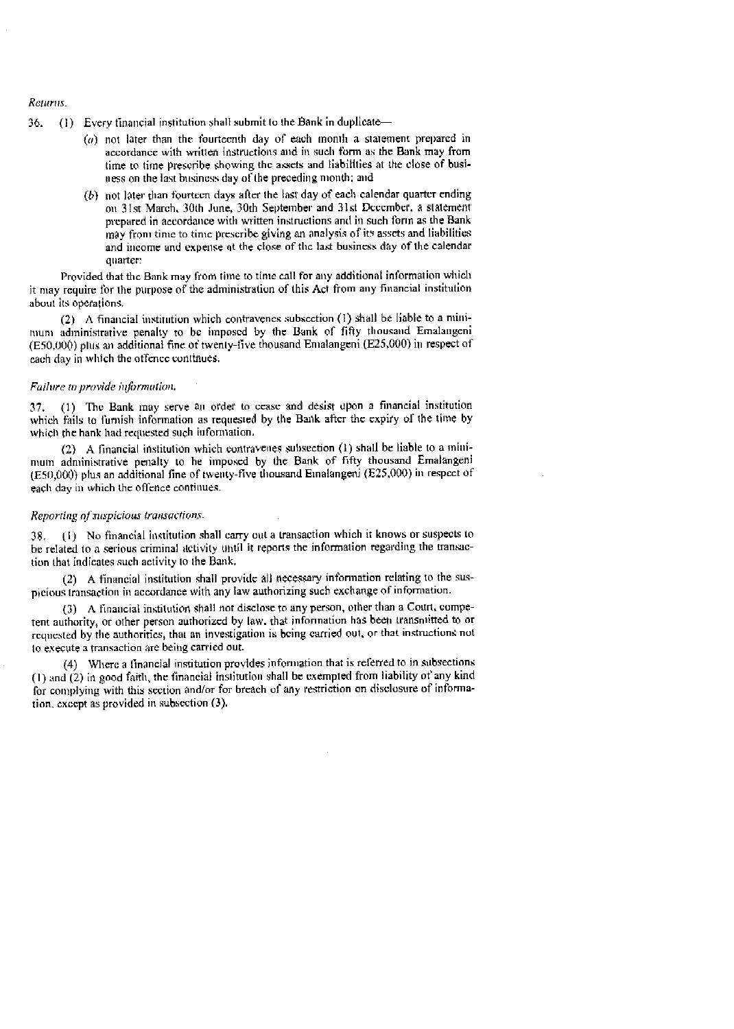*Returns.*

36. (1) Every financial institution shall submit to the Bank in duplicate—

(a) not later than the fourteenth day of each month a statement prepared in accordance with written instructions and in such form as the Bank may from time to time prescribe showing the assets and liabilities at the close of business on the last business day of the preceding month; and

(b) not later than fourteen days after the last day of each calendar quarter ending on 31st March, 30th June, 30th September and 31st December, a statement prepared in accordance with written instructions and in such form as the Bank may from time to time prescribe giving an analysis of its assets and liabilities and income and expense at the close of the last business day of the calendar quarter:

Provided that the Bank may from time to time call for any additional information which it may require for the purpose of the administration of this Act from any financial institution about its operations.

(2) A financial institution which contravenes subsection (1) shall be liable to a minimum administrative penalty to be imposed by the Bank of fifty thousand Emalangeni (E50,000) plus an additional fine of twenty-five thousand Emalangeni (E25,000) in respect of each day in which the offence continues.

*Failure to provide information.*

37. (1) The Bank may serve an order to cease and desist upon a financial institution which fails to furnish information as requested by the Bank after the expiry of the time by which the bank had requested such information.

(2) A financial institution which contravenes subsection (1) shall be liable to a minimum administrative penalty to be imposed by the Bank of fifty thousand Emalangeni (E50,000) plus an additional fine of twenty-five thousand Emalangeni (E25,000) in respect of each day in which the offence continues.

*Reporting of suspicious transactions.*

38. (1) No financial institution shall carry out a transaction which it knows or suspects to be related to a serious criminal activity until it reports the information regarding the transaction that indicates such activity to the Bank.

(2) A financial institution shall provide all necessary information relating to the suspicious transaction in accordance with any law authorizing such exchange of information.

(3) A financial institution shall not disclose to any person, other than a Court, competent authority, or other person authorized by law, that information has been transmitted to or requested by the authorities, that an investigation is being carried out, or that instructions not to execute a transaction are being carried out.

(4) Where a financial institution provides information that is referred to in subsections (1) and (2) in good faith, the financial institution shall be exempted from liability of any kind for complying with this section and/or for breach of any restriction on disclosure of information, except as provided in subsection (3).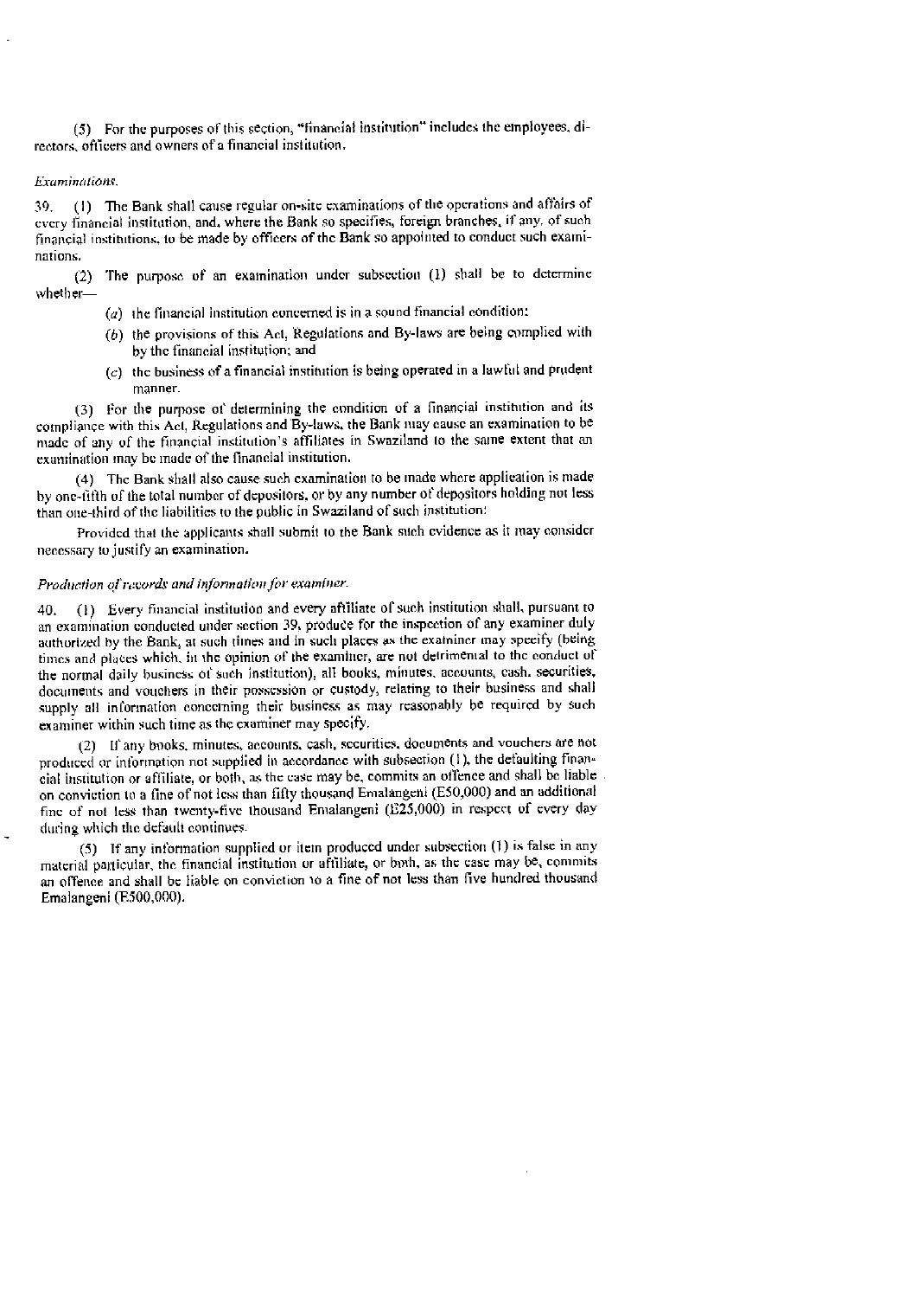(5) For the purposes of this section, "financial institution" includes the employees, directors, officers and owners of a financial institution.

*Examinations.*

39. (1) The Bank shall cause regular on-site examinations of the operations and affairs of every financial institution, and, where the Bank so specifies, foreign branches, if any, of such financial institutions, to be made by officers of the Bank so appointed to conduct such examinations.

(2) The purpose of an examination under subsection (1) shall be to determine whether—

- (*a*) the financial institution concerned is in a sound financial condition;
- (*b*) the provisions of this Act, Regulations and By-laws are being complied with by the financial institution; and
- (*c*) the business of a financial institution is being operated in a lawful and prudent manner.

(3) For the purpose of determining the condition of a financial institution and its compliance with this Act, Regulations and By-laws, the Bank may cause an examination to be made of any of the financial institution's affiliates in Swaziland to the same extent that an examination may be made of the financial institution.

(4) The Bank shall also cause such examination to be made where application is made by one-fifth of the total number of depositors, or by any number of depositors holding not less than one-third of the liabilities to the public in Swaziland of such institution:

Provided that the applicants shall submit to the Bank such evidence as it may consider necessary to justify an examination.

*Production of records and information for examiner.*

40. (1) Every financial institution and every affiliate of such institution shall, pursuant to an examination conducted under section 39, produce for the inspection of any examiner duly authorized by the Bank, at such times and in such places as the examiner may specify (being times and places which, in the opinion of the examiner, are not detrimental to the conduct of the normal daily business of such institution), all books, minutes, accounts, cash, securities, documents and vouchers in their possession or custody, relating to their business and shall supply all information concerning their business as may reasonably be required by such examiner within such time as the examiner may specify.

(2) If any books, minutes, accounts, cash, securities, documents and vouchers are not produced or information not supplied in accordance with subsection (1), the defaulting financial institution or affiliate, or both, as the case may be, commits an offence and shall be liable on conviction to a fine of not less than fifty thousand Emalangeni (E50,000) and an additional fine of not less than twenty-five thousand Emalangeni (E25,000) in respect of every day during which the default continues.

(5) If any information supplied or item produced under subsection (1) is false in any material particular, the financial institution or affiliate, or both, as the case may be, commits an offence and shall be liable on conviction to a fine of not less than five hundred thousand Emalangeni (E500,000).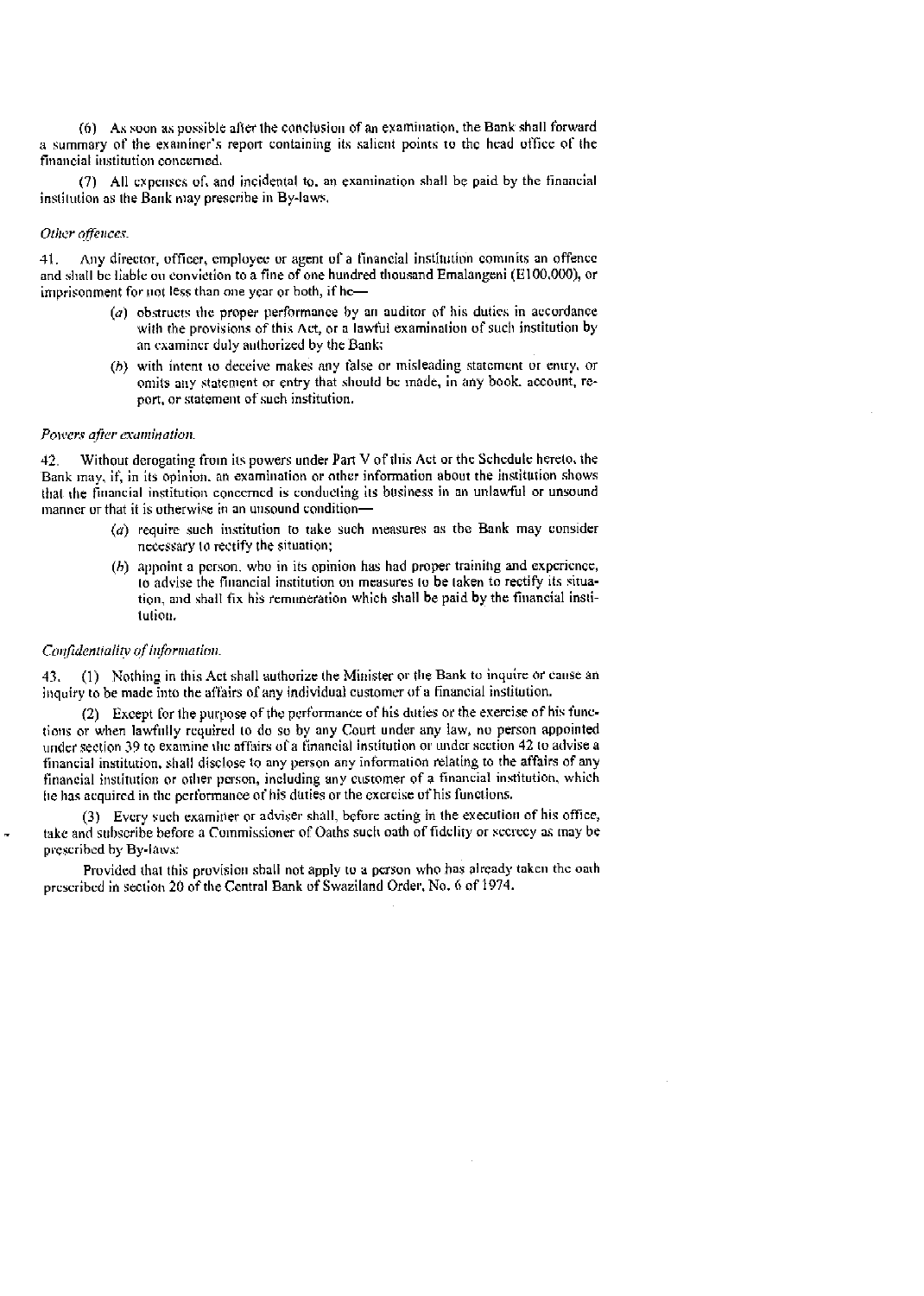(6) As soon as possible after the conclusion of an examination, the Bank shall forward a summary of the examiner's report containing its salient points to the head office of the financial institution concerned.

(7) All expenses of, and incidental to, an examination shall be paid by the financial institution as the Bank may prescribe in By-laws.

*Other offences.*

41. Any director, officer, employee or agent of a financial institution commits an offence and shall be liable on conviction to a fine of one hundred thousand Emalangeni (E100,000), or imprisonment for not less than one year or both, if he—

> (*a*) obstructs the proper performance by an auditor of his duties in accordance with the provisions of this Act, or a lawful examination of such institution by an examiner duly authorized by the Bank;
>
> (*b*) with intent to deceive makes any false or misleading statement or entry, or omits any statement or entry that should be made, in any book, account, report, or statement of such institution.

*Powers after examination.*

42. Without derogating from its powers under Part V of this Act or the Schedule hereto, the Bank may, if, in its opinion, an examination or other information about the institution shows that the financial institution concerned is conducting its business in an unlawful or unsound manner or that it is otherwise in an unsound condition—

> (*a*) require such institution to take such measures as the Bank may consider necessary to rectify the situation;
>
> (*b*) appoint a person, who in its opinion has had proper training and experience, to advise the financial institution on measures to be taken to rectify its situation, and shall fix his remuneration which shall be paid by the financial institution.

*Confidentiality of information.*

43. (1) Nothing in this Act shall authorize the Minister or the Bank to inquire or cause an inquiry to be made into the affairs of any individual customer of a financial institution.

(2) Except for the purpose of the performance of his duties or the exercise of his functions or when lawfully required to do so by any Court under any law, no person appointed under section 39 to examine the affairs of a financial institution or under section 42 to advise a financial institution, shall disclose to any person any information relating to the affairs of any financial institution or other person, including any customer of a financial institution, which he has acquired in the performance of his duties or the exercise of his functions.

(3) Every such examiner or adviser shall, before acting in the execution of his office, take and subscribe before a Commissioner of Oaths such oath of fidelity or secrecy as may be prescribed by By-laws:

Provided that this provision shall not apply to a person who has already taken the oath prescribed in section 20 of the Central Bank of Swaziland Order, No. 6 of 1974.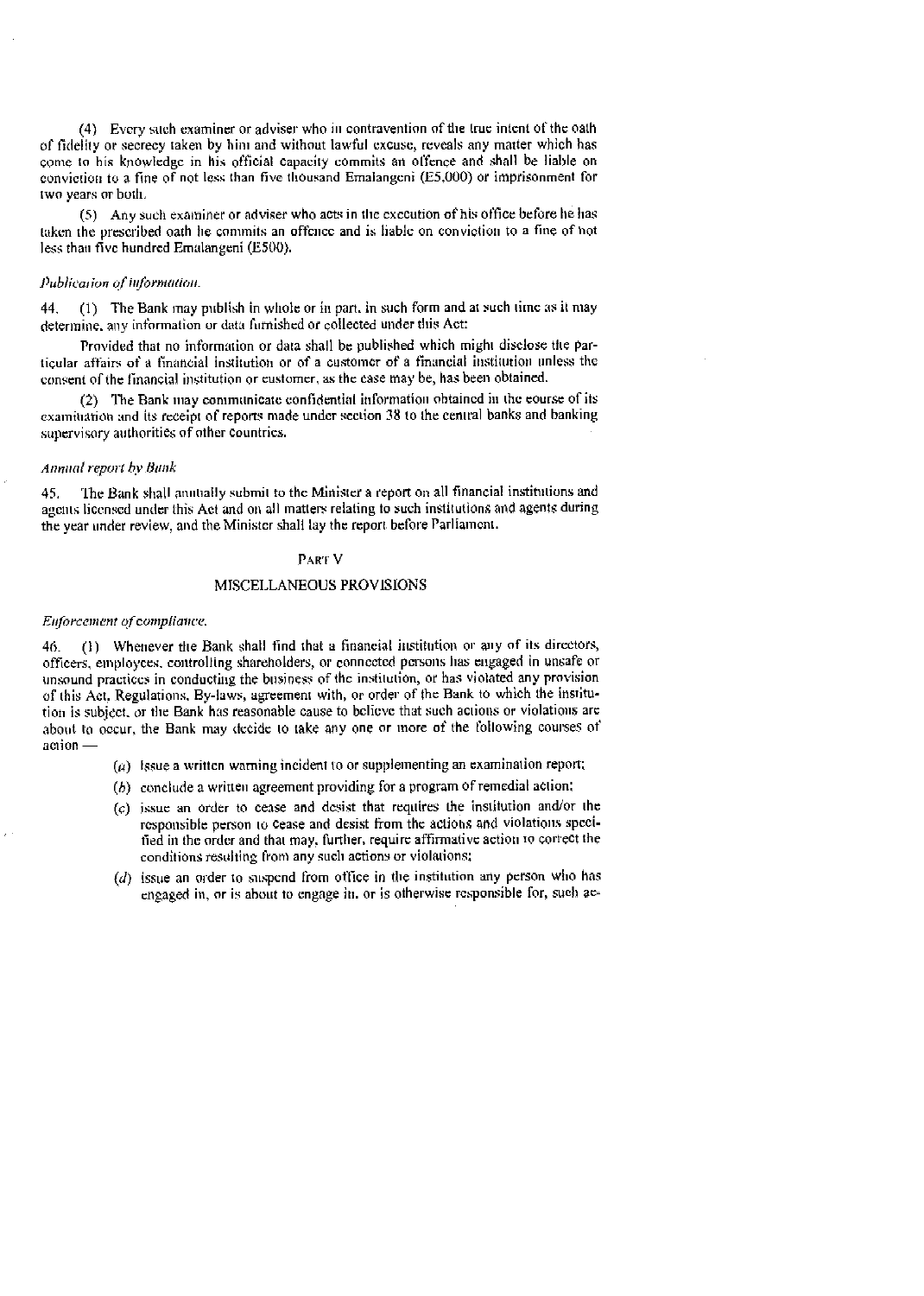(4) Every such examiner or adviser who in contravention of the true intent of the oath of fidelity or secrecy taken by him and without lawful excuse, reveals any matter which has come to his knowledge in his official capacity commits an offence and shall be liable on conviction to a fine of not less than five thousand Emalangeni (E5,000) or imprisonment for two years or both.

(5) Any such examiner or adviser who acts in the execution of his office before he has taken the prescribed oath he commits an offence and is liable on conviction to a fine of not less than five hundred Emalangeni (E500).

*Publication of information.*

44. (1) The Bank may publish in whole or in part, in such form and at such time as it may determine, any information or data furnished or collected under this Act:

Provided that no information or data shall be published which might disclose the particular affairs of a financial institution or of a customer of a financial institution unless the consent of the financial institution or customer, as the case may be, has been obtained.

(2) The Bank may communicate confidential information obtained in the course of its examination and its receipt of reports made under section 38 to the central banks and banking supervisory authorities of other countries.

*Annual report by Bank*

45. The Bank shall annually submit to the Minister a report on all financial institutions and agents licensed under this Act and on all matters relating to such institutions and agents during the year under review, and the Minister shall lay the report before Parliament.

## PART V

## MISCELLANEOUS PROVISIONS

*Enforcement of compliance.*

46. (1) Whenever the Bank shall find that a financial institution or any of its directors, officers, employees, controlling shareholders, or connected persons has engaged in unsafe or unsound practices in conducting the business of the institution, or has violated any provision of this Act, Regulations, By-laws, agreement with, or order of the Bank to which the institution is subject, or the Bank has reasonable cause to believe that such actions or violations are about to occur, the Bank may decide to take any one or more of the following courses of action —

- (*a*) Issue a written warning incident to or supplementing an examination report;
- (*b*) conclude a written agreement providing for a program of remedial action;
- (*c*) issue an order to cease and desist that requires the institution and/or the responsible person to cease and desist from the actions and violations specified in the order and that may, further, require affirmative action to correct the conditions resulting from any such actions or violations;
- (*d*) issue an order to suspend from office in the institution any person who has engaged in, or is about to engage in, or is otherwise responsible for, such ac-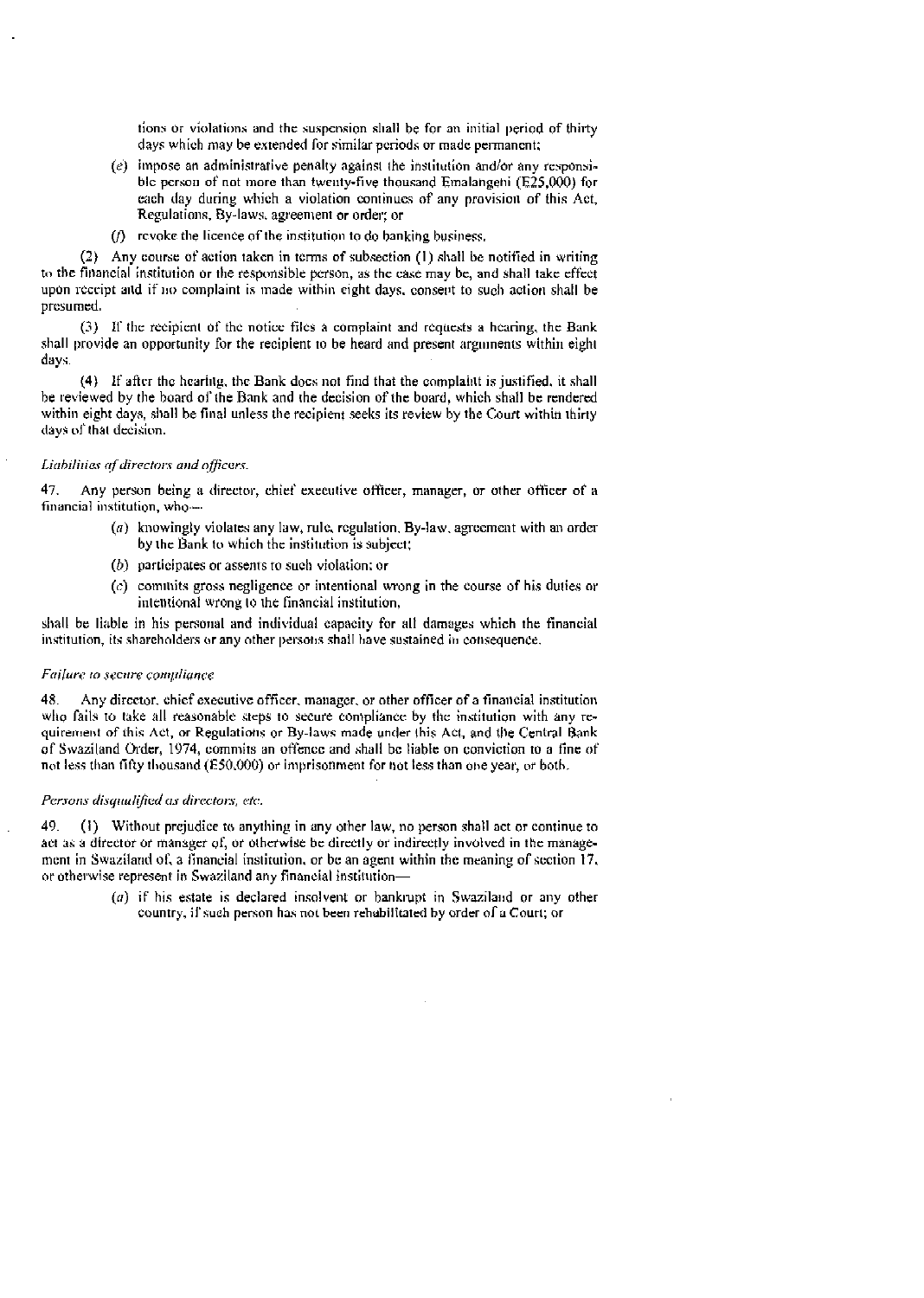tions or violations and the suspension shall be for an initial period of thirty days which may be extended for similar periods or made permanent;

(e) impose an administrative penalty against the institution and/or any responsible person of not more than twenty-five thousand Emalangeni (E25,000) for each day during which a violation continues of any provision of this Act, Regulations, By-laws, agreement or order; or

(f) revoke the licence of the institution to do banking business.

(2) Any course of action taken in terms of subsection (1) shall be notified in writing to the financial institution or the responsible person, as the case may be, and shall take effect upon receipt and if no complaint is made within eight days, consent to such action shall be presumed.

(3) If the recipient of the notice files a complaint and requests a hearing, the Bank shall provide an opportunity for the recipient to be heard and present arguments within eight days.

(4) If after the hearing, the Bank does not find that the complaint is justified, it shall be reviewed by the board of the Bank and the decision of the board, which shall be rendered within eight days, shall be final unless the recipient seeks its review by the Court within thirty days of that decision.

*Liabilities of directors and officers.*

47. Any person being a director, chief executive officer, manager, or other officer of a financial institution, who—

(a) knowingly violates any law, rule, regulation, By-law, agreement with an order by the Bank to which the institution is subject;

(b) participates or assents to such violation; or

(c) commits gross negligence or intentional wrong in the course of his duties or intentional wrong to the financial institution,

shall be liable in his personal and individual capacity for all damages which the financial institution, its shareholders or any other persons shall have sustained in consequence.

*Failure to secure compliance*

48. Any director, chief executive officer, manager, or other officer of a financial institution who fails to take all reasonable steps to secure compliance by the institution with any requirement of this Act, or Regulations or By-laws made under this Act, and the Central Bank of Swaziland Order, 1974, commits an offence and shall be liable on conviction to a fine of not less than fifty thousand (E50,000) or imprisonment for not less than one year, or both.

*Persons disqualified as directors, etc.*

49. (1) Without prejudice to anything in any other law, no person shall act or continue to act as a director or manager of, or otherwise be directly or indirectly involved in the management in Swaziland of, a financial institution, or be an agent within the meaning of section 17, or otherwise represent in Swaziland any financial institution—

(a) if his estate is declared insolvent or bankrupt in Swaziland or any other country, if such person has not been rehabilitated by order of a Court; or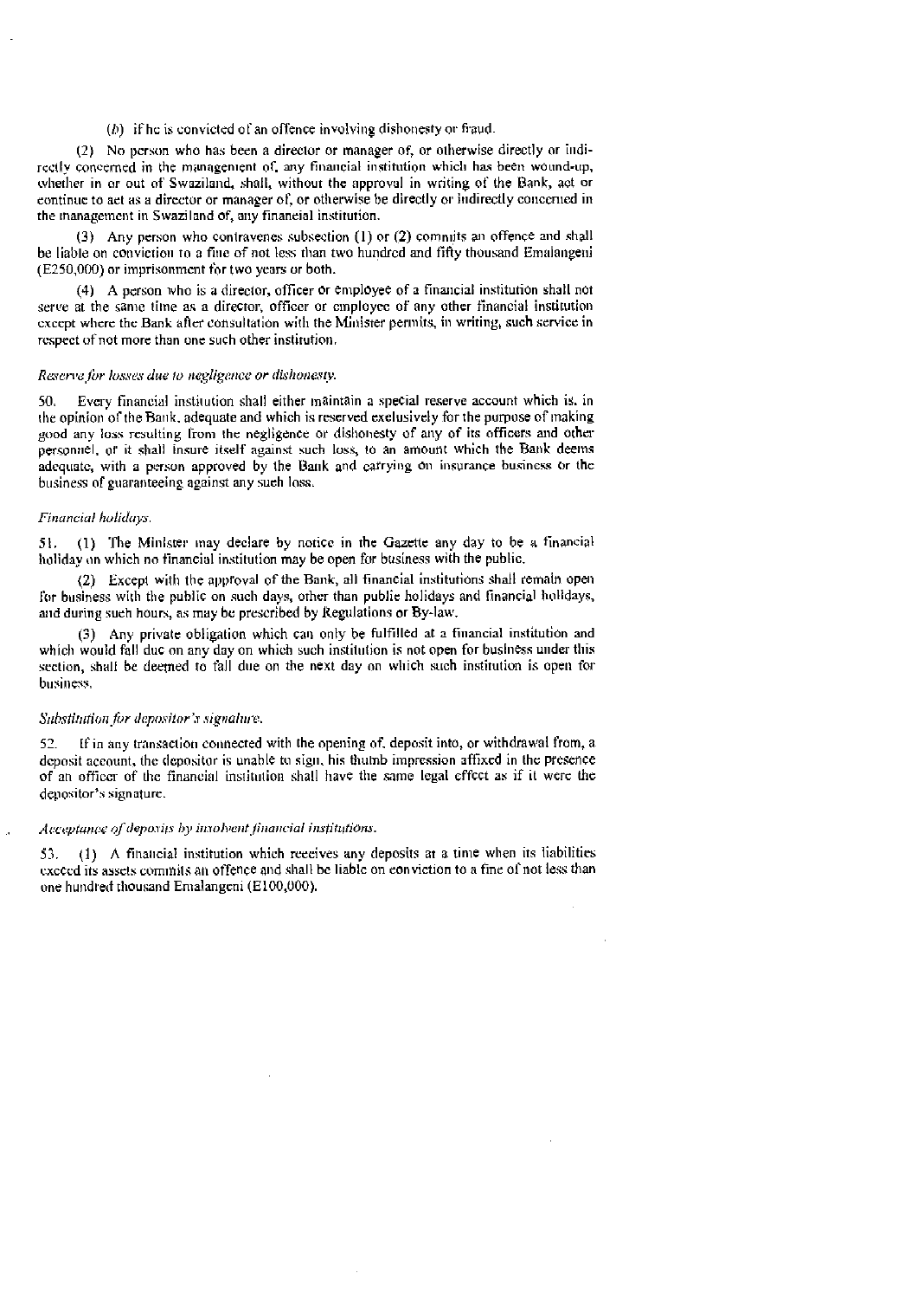(*b*) if he is convicted of an offence involving dishonesty or fraud.

(2) No person who has been a director or manager of, or otherwise directly or indirectly concerned in the management of, any financial institution which has been wound-up, whether in or out of Swaziland, shall, without the approval in writing of the Bank, act or continue to act as a director or manager of, or otherwise be directly or indirectly concerned in the management in Swaziland of, any financial institution.

(3) Any person who contravenes subsection (1) or (2) commits an offence and shall be liable on conviction to a fine of not less than two hundred and fifty thousand Emalangeni (E250,000) or imprisonment for two years or both.

(4) A person who is a director, officer or employee of a financial institution shall not serve at the same time as a director, officer or employee of any other financial institution except where the Bank after consultation with the Minister permits, in writing, such service in respect of not more than one such other institution.

*Reserve for losses due to negligence or dishonesty.*

50. Every financial institution shall either maintain a special reserve account which is, in the opinion of the Bank, adequate and which is reserved exclusively for the purpose of making good any loss resulting from the negligence or dishonesty of any of its officers and other personnel, or it shall insure itself against such loss, to an amount which the Bank deems adequate, with a person approved by the Bank and carrying on insurance business or the business of guaranteeing against any such loss.

*Financial holidays.*

51. (1) The Minister may declare by notice in the Gazette any day to be a financial holiday on which no financial institution may be open for business with the public.

(2) Except with the approval of the Bank, all financial institutions shall remain open for business with the public on such days, other than public holidays and financial holidays, and during such hours, as may be prescribed by Regulations or By-law.

(3) Any private obligation which can only be fulfilled at a financial institution and which would fall due on any day on which such institution is not open for business under this section, shall be deemed to fall due on the next day on which such institution is open for business.

*Substitution for depositor's signature.*

52. If in any transaction connected with the opening of, deposit into, or withdrawal from, a deposit account, the depositor is unable to sign, his thumb impression affixed in the presence of an officer of the financial institution shall have the same legal effect as if it were the depositor's signature.

*Acceptance of deposits by insolvent financial institutions.*

53. (1) A financial institution which receives any deposits at a time when its liabilities exceed its assets commits an offence and shall be liable on conviction to a fine of not less than one hundred thousand Emalangeni (E100,000).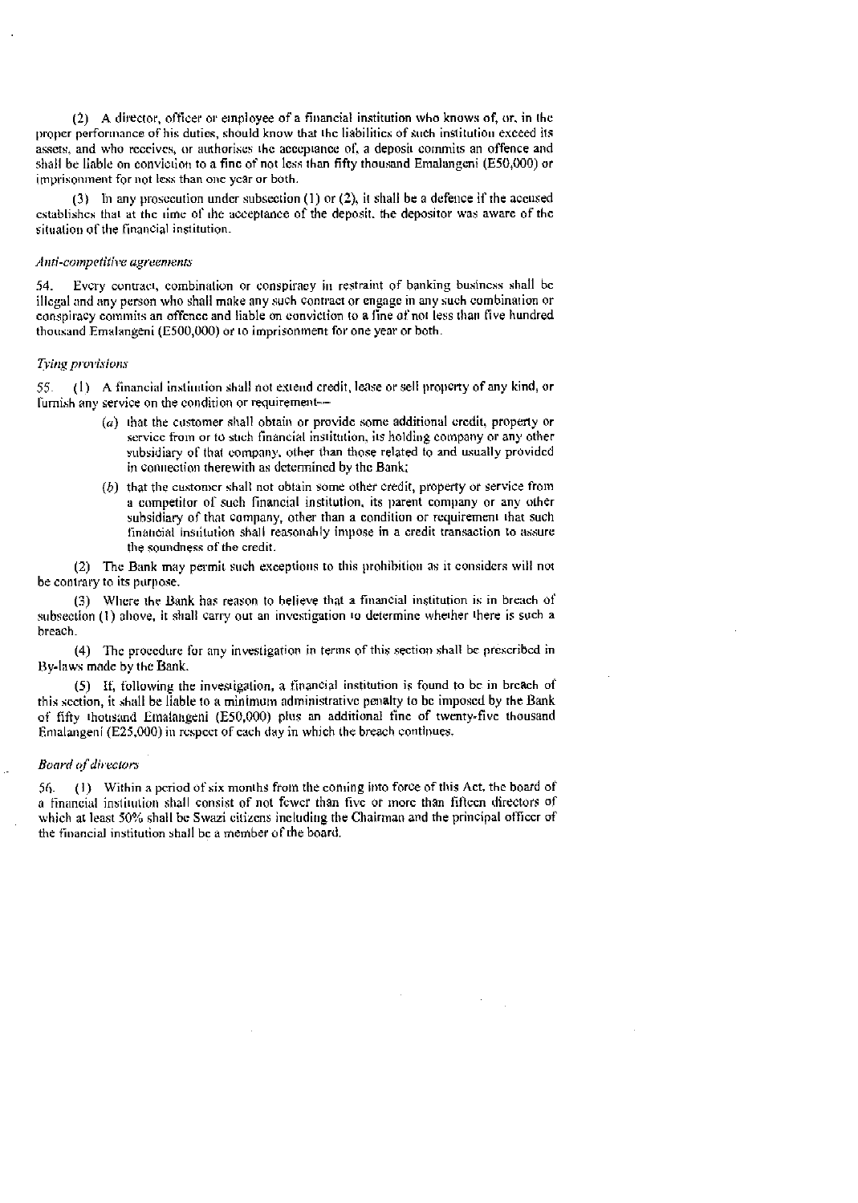(2) A director, officer or employee of a financial institution who knows of, or, in the proper performance of his duties, should know that the liabilities of such institution exceed its assets, and who receives, or authorises the acceptance of, a deposit commits an offence and shall be liable on conviction to a fine of not less than fifty thousand Emalangeni (E50,000) or imprisonment for not less than one year or both.

(3) In any prosecution under subsection (1) or (2), it shall be a defence if the accused establishes that at the time of the acceptance of the deposit, the depositor was aware of the situation of the financial institution.

*Anti-competitive agreements*

54. Every contract, combination or conspiracy in restraint of banking business shall be illegal and any person who shall make any such contract or engage in any such combination or conspiracy commits an offence and liable on conviction to a fine of not less than five hundred thousand Emalangeni (E500,000) or to imprisonment for one year or both.

*Tying provisions*

55. (1) A financial institution shall not extend credit, lease or sell property of any kind, or furnish any service on the condition or requirement—

(a) that the customer shall obtain or provide some additional credit, property or service from or to such financial institution, its holding company or any other subsidiary of that company, other than those related to and usually provided in connection therewith as determined by the Bank;

(b) that the customer shall not obtain some other credit, property or service from a competitor of such financial institution, its parent company or any other subsidiary of that company, other than a condition or requirement that such financial institution shall reasonably impose in a credit transaction to assure the soundness of the credit.

(2) The Bank may permit such exceptions to this prohibition as it considers will not be contrary to its purpose.

(3) Where the Bank has reason to believe that a financial institution is in breach of subsection (1) above, it shall carry out an investigation to determine whether there is such a breach.

(4) The procedure for any investigation in terms of this section shall be prescribed in By-laws made by the Bank.

(5) If, following the investigation, a financial institution is found to be in breach of this section, it shall be liable to a minimum administrative penalty to be imposed by the Bank of fifty thousand Emalangeni (E50,000) plus an additional fine of twenty-five thousand Emalangeni (E25,000) in respect of each day in which the breach continues.

*Board of directors*

56. (1) Within a period of six months from the coming into force of this Act, the board of a financial institution shall consist of not fewer than five or more than fifteen directors of which at least 50% shall be Swazi citizens including the Chairman and the principal officer of the financial institution shall be a member of the board.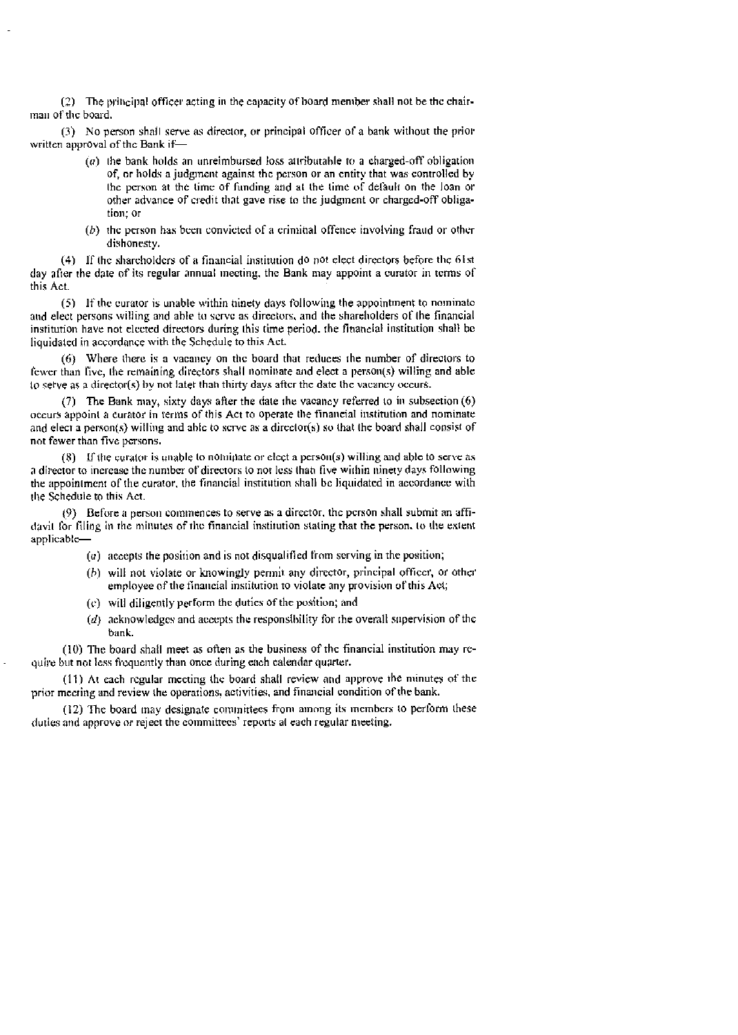(2) The principal officer acting in the capacity of board member shall not be the chairman of the board.

(3) No person shall serve as director, or principal officer of a bank without the prior written approval of the Bank if—

- (*a*) the bank holds an unreimbursed loss attributable to a charged-off obligation of, or holds a judgment against the person or an entity that was controlled by the person at the time of funding and at the time of default on the loan or other advance of credit that gave rise to the judgment or charged-off obligation; or
- (*b*) the person has been convicted of a criminal offence involving fraud or other dishonesty.

(4) If the shareholders of a financial institution do not elect directors before the 61st day after the date of its regular annual meeting, the Bank may appoint a curator in terms of this Act.

(5) If the curator is unable within ninety days following the appointment to nominate and elect persons willing and able to serve as directors, and the shareholders of the financial institution have not elected directors during this time period, the financial institution shall be liquidated in accordance with the Schedule to this Act.

(6) Where there is a vacancy on the board that reduces the number of directors to fewer than five, the remaining directors shall nominate and elect a person(s) willing and able to serve as a director(s) by not later than thirty days after the date the vacancy occurs.

(7) The Bank may, sixty days after the date the vacancy referred to in subsection (6) occurs appoint a curator in terms of this Act to operate the financial institution and nominate and elect a person(s) willing and able to serve as a director(s) so that the board shall consist of not fewer than five persons.

(8) If the curator is unable to nominate or elect a person(s) willing and able to serve as a director to increase the number of directors to not less than five within ninety days following the appointment of the curator, the financial institution shall be liquidated in accordance with the Schedule to this Act.

(9) Before a person commences to serve as a director, the person shall submit an affidavit for filing in the minutes of the financial institution stating that the person, to the extent applicable—

- (*a*) accepts the position and is not disqualified from serving in the position;
- (*b*) will not violate or knowingly permit any director, principal officer, or other employee of the financial institution to violate any provision of this Act;
- (*c*) will diligently perform the duties of the position; and
- (*d*) acknowledges and accepts the responsibility for the overall supervision of the bank.

(10) The board shall meet as often as the business of the financial institution may require but not less frequently than once during each calendar quarter.

(11) At each regular meeting the board shall review and approve the minutes of the prior meeting and review the operations, activities, and financial condition of the bank.

(12) The board may designate committees from among its members to perform these duties and approve or reject the committees' reports at each regular meeting.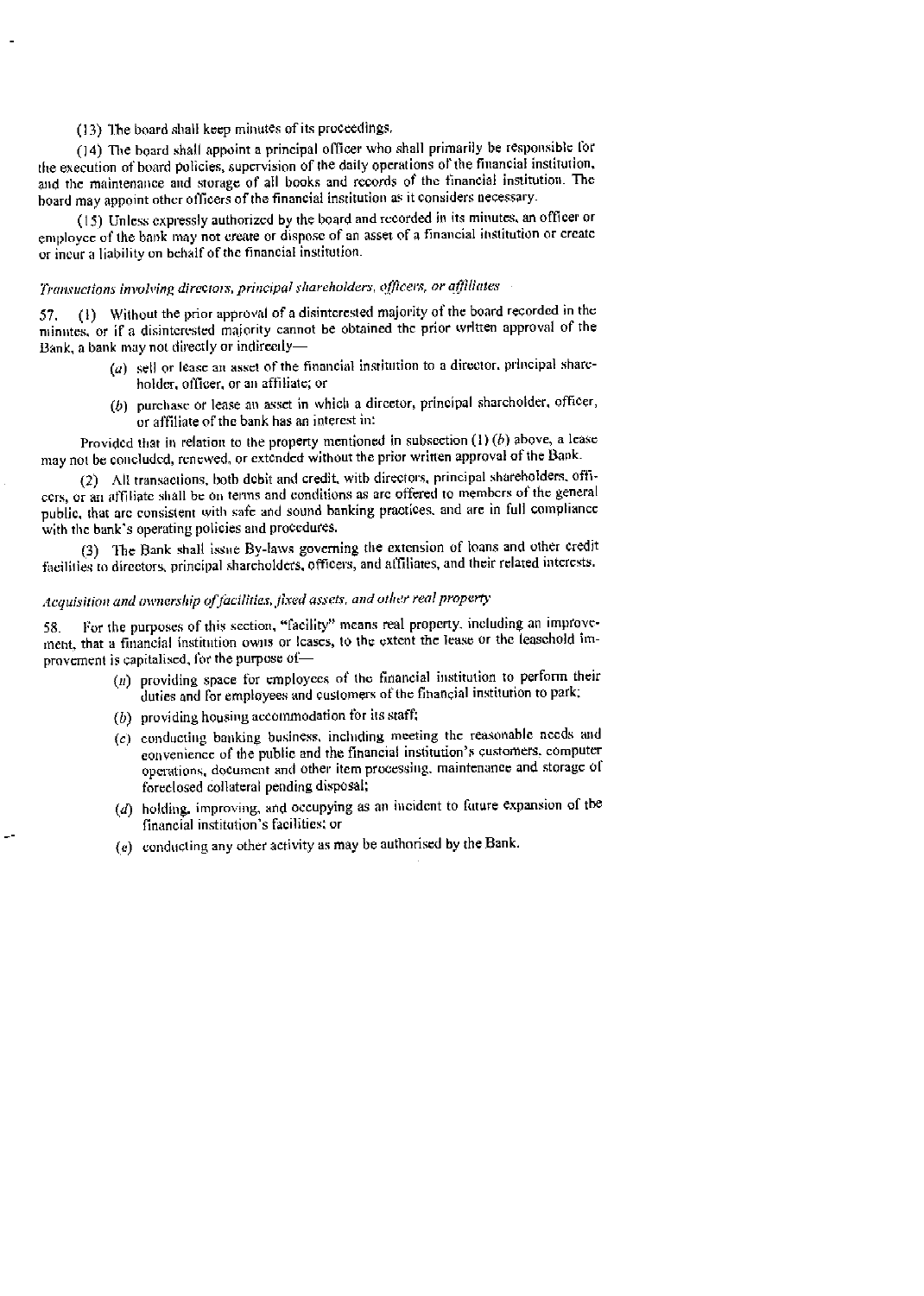(13) The board shall keep minutes of its proceedings.

(14) The board shall appoint a principal officer who shall primarily be responsible for the execution of board policies, supervision of the daily operations of the financial institution, and the maintenance and storage of all books and records of the financial institution. The board may appoint other officers of the financial institution as it considers necessary.

(15) Unless expressly authorized by the board and recorded in its minutes, an officer or employee of the bank may not create or dispose of an asset of a financial institution or create or incur a liability on behalf of the financial institution.

*Transactions involving directors, principal shareholders, officers, or affiliates*

57. (1) Without the prior approval of a disinterested majority of the board recorded in the minutes, or if a disinterested majority cannot be obtained the prior written approval of the Bank, a bank may not directly or indirectly—

- (*a*) sell or lease an asset of the financial institution to a director, principal shareholder, officer, or an affiliate; or
- (*b*) purchase or lease an asset in which a director, principal shareholder, officer, or affiliate of the bank has an interest in:

Provided that in relation to the property mentioned in subsection (1) (*b*) above, a lease may not be concluded, renewed, or extended without the prior written approval of the Bank.

(2) All transactions, both debit and credit, with directors, principal shareholders, officers, or an affiliate shall be on terms and conditions as are offered to members of the general public, that are consistent with safe and sound banking practices, and are in full compliance with the bank's operating policies and procedures.

(3) The Bank shall issue By-laws governing the extension of loans and other credit facilities to directors, principal shareholders, officers, and affiliates, and their related interests.

*Acquisition and ownership of facilities, fixed assets, and other real property*

58. For the purposes of this section, "facility" means real property, including an improvement, that a financial institution owns or leases, to the extent the lease or the leasehold improvement is capitalised, for the purpose of—

- (*a*) providing space for employees of the financial institution to perform their duties and for employees and customers of the financial institution to park;
- (*b*) providing housing accommodation for its staff;
- (*c*) conducting banking business, including meeting the reasonable needs and convenience of the public and the financial institution's customers, computer operations, document and other item processing, maintenance and storage of foreclosed collateral pending disposal;
- (*d*) holding, improving, and occupying as an incident to future expansion of the financial institution's facilities; or
- (*e*) conducting any other activity as may be authorised by the Bank.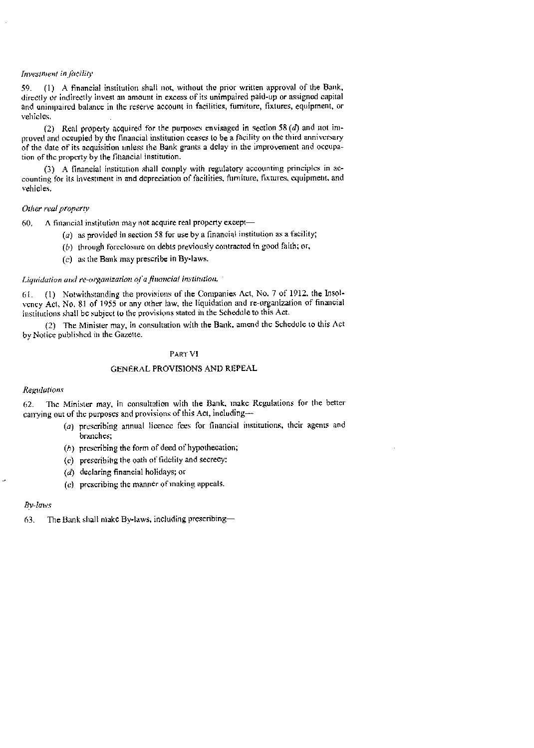*Investment in facility*

59. (1) A financial institution shall not, without the prior written approval of the Bank, directly or indirectly invest an amount in excess of its unimpaired paid-up or assigned capital and unimpaired balance in the reserve account in facilities, furniture, fixtures, equipment, or vehicles.

(2) Real property acquired for the purposes envisaged in section 58 (*d*) and not improved and occupied by the financial institution ceases to be a facility on the third anniversary of the date of its acquisition unless the Bank grants a delay in the improvement and occupation of the property by the financial institution.

(3) A financial institution shall comply with regulatory accounting principles in accounting for its investment in and depreciation of facilities, furniture, fixtures, equipment, and vehicles.

*Other real property*

60. A financial institution may not acquire real property except—

(*a*) as provided in section 58 for use by a financial institution as a facility;

(*b*) through foreclosure on debts previously contracted in good faith; or,

(*c*) as the Bank may prescribe in By-laws.

*Liquidation and re-organization of a financial institution.*

61. (1) Notwithstanding the provisions of the Companies Act, No. 7 of 1912, the Insolvency Act, No. 81 of 1955 or any other law, the liquidation and re-organization of financial institutions shall be subject to the provisions stated in the Schedule to this Act.

(2) The Minister may, in consultation with the Bank, amend the Schedule to this Act by Notice published in the Gazette.

## PART VI

## GENERAL PROVISIONS AND REPEAL

*Regulations*

62. The Minister may, in consultation with the Bank, make Regulations for the better carrying out of the purposes and provisions of this Act, including—

(*a*) prescribing annual licence fees for financial institutions, their agents and branches;

(*b*) prescribing the form of deed of hypothecation;

(*c*) prescribing the oath of fidelity and secrecy:

(*d*) declaring financial holidays; or

(*e*) prescribing the manner of making appeals.

*By-laws*

63. The Bank shall make By-laws, including prescribing—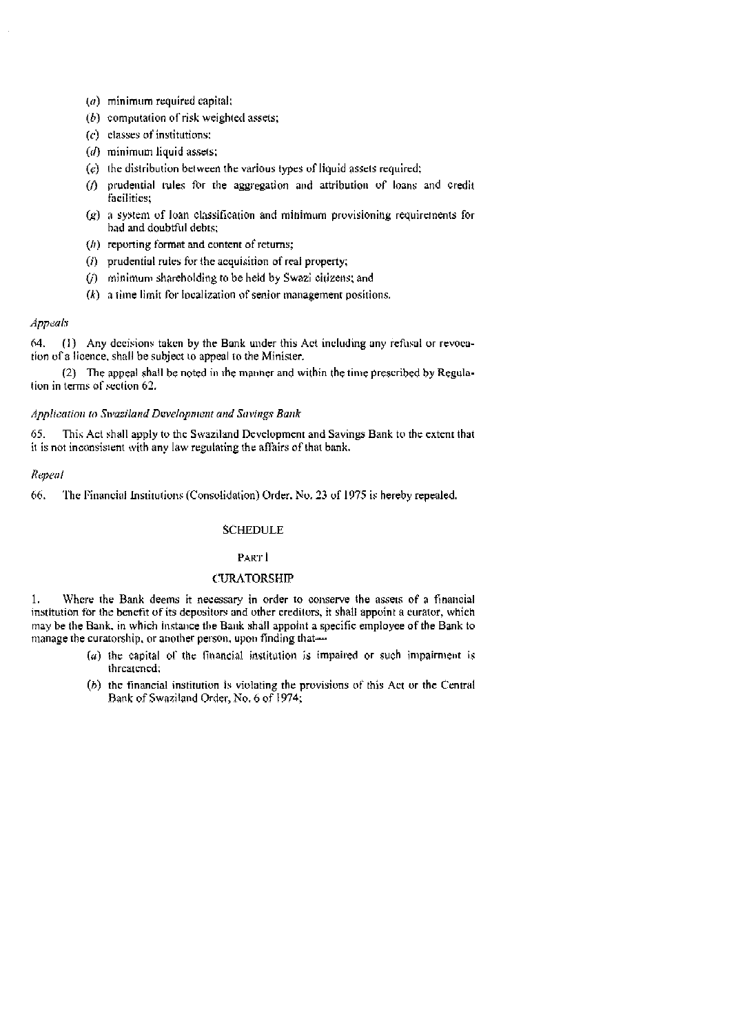(*a*) minimum required capital;

(*b*) computation of risk weighted assets;

(*c*) classes of institutions;

(*d*) minimum liquid assets;

(*e*) the distribution between the various types of liquid assets required;

(*f*) prudential rules for the aggregation and attribution of loans and credit facilities;

(*g*) a system of loan classification and minimum provisioning requirements for bad and doubtful debts;

(*h*) reporting format and content of returns;

(*i*) prudential rules for the acquisition of real property;

(*j*) minimum shareholding to be held by Swazi citizens; and

(*k*) a time limit for localization of senior management positions.

*Appeals*

64. (1) Any decisions taken by the Bank under this Act including any refusal or revocation of a licence, shall be subject to appeal to the Minister.

(2) The appeal shall be noted in the manner and within the time prescribed by Regulation in terms of section 62.

*Application to Swaziland Development and Savings Bank*

65. This Act shall apply to the Swaziland Development and Savings Bank to the extent that it is not inconsistent with any law regulating the affairs of that bank.

*Repeal*

66. The Financial Institutions (Consolidation) Order, No. 23 of 1975 is hereby repealed.

## SCHEDULE

### PART I

### CURATORSHIP

1. Where the Bank deems it necessary in order to conserve the assets of a financial institution for the benefit of its depositors and other creditors, it shall appoint a curator, which may be the Bank, in which instance the Bank shall appoint a specific employee of the Bank to manage the curatorship, or another person, upon finding that—

(*a*) the capital of the financial institution is impaired or such impairment is threatened;

(*b*) the financial institution is violating the provisions of this Act or the Central Bank of Swaziland Order, No. 6 of 1974;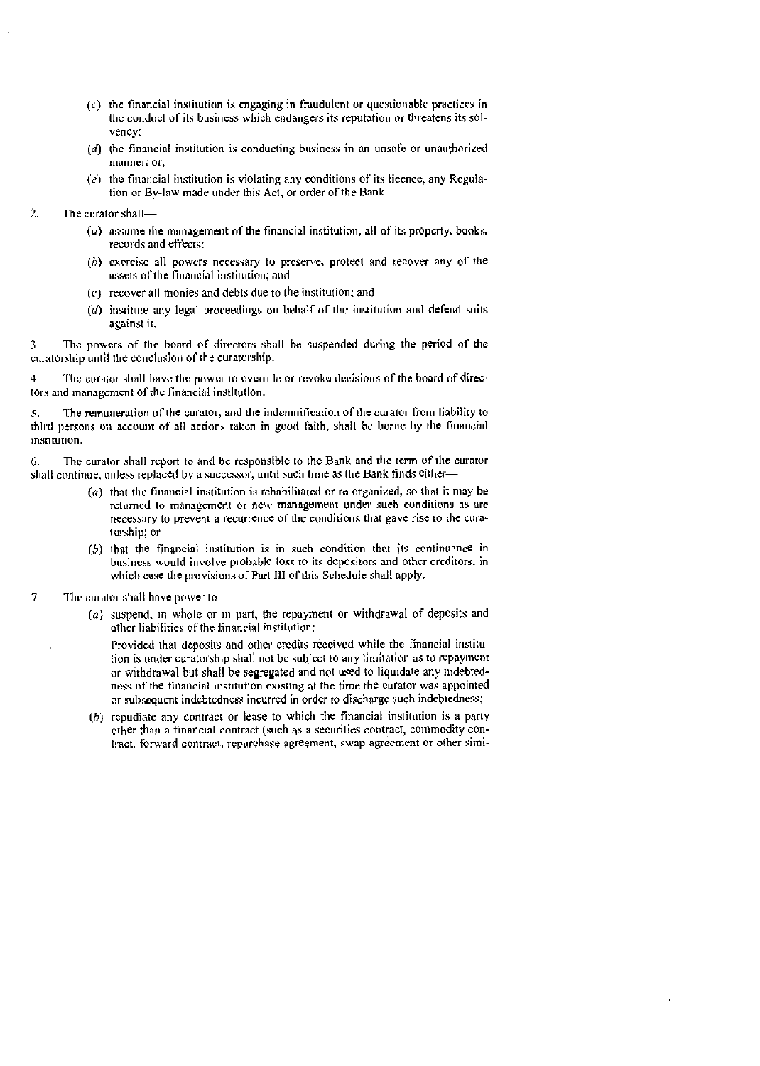(c) the financial institution is engaging in fraudulent or questionable practices in the conduct of its business which endangers its reputation or threatens its solvency;

(d) the financial institution is conducting business in an unsafe or unauthorized manner; or,

(e) the financial institution is violating any conditions of its licence, any Regulation or By-law made under this Act, or order of the Bank.

2. The curator shall—

(a) assume the management of the financial institution, all of its property, books, records and effects;

(b) exercise all powers necessary to preserve, protect and recover any of the assets of the financial institution; and

(c) recover all monies and debts due to the institution; and

(d) institute any legal proceedings on behalf of the institution and defend suits against it.

3. The powers of the board of directors shall be suspended during the period of the curatorship until the conclusion of the curatorship.

4. The curator shall have the power to overrule or revoke decisions of the board of directors and management of the financial institution.

5. The remuneration of the curator, and the indemnification of the curator from liability to third persons on account of all actions taken in good faith, shall be borne by the financial institution.

6. The curator shall report to and be responsible to the Bank and the term of the curator shall continue, unless replaced by a successor, until such time as the Bank finds either—

(a) that the financial institution is rehabilitated or re-organized, so that it may be returned to management or new management under such conditions as are necessary to prevent a recurrence of the conditions that gave rise to the curatorship; or

(b) that the financial institution is in such condition that its continuance in business would involve probable loss to its depositors and other creditors, in which case the provisions of Part III of this Schedule shall apply.

7. The curator shall have power to—

(a) suspend, in whole or in part, the repayment or withdrawal of deposits and other liabilities of the financial institution;

Provided that deposits and other credits received while the financial institution is under curatorship shall not be subject to any limitation as to repayment or withdrawal but shall be segregated and not used to liquidate any indebtedness of the financial institution existing at the time the curator was appointed or subsequent indebtedness incurred in order to discharge such indebtedness;

(b) repudiate any contract or lease to which the financial institution is a party other than a financial contract (such as a securities contract, commodity contract, forward contract, repurchase agreement, swap agreement or other simi-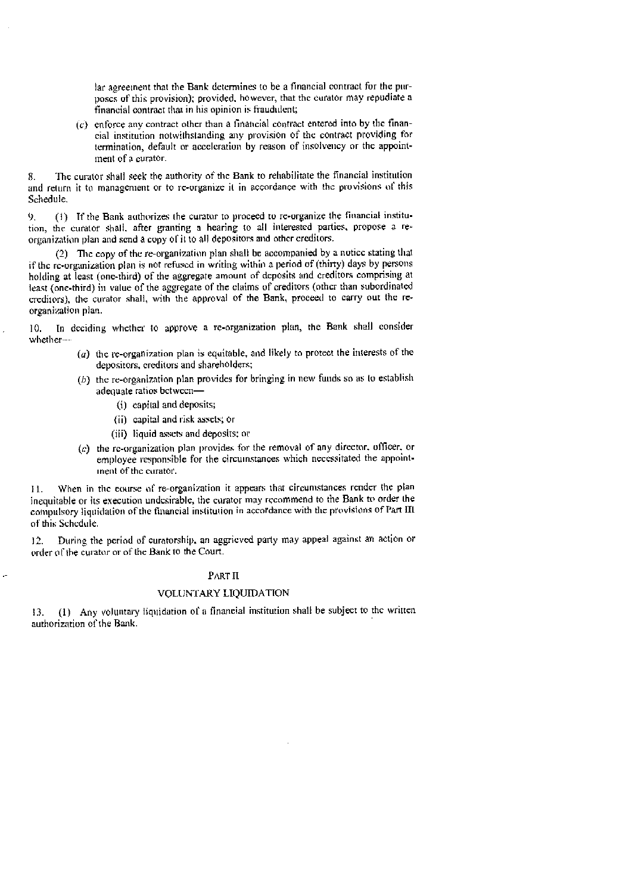lar agreement that the Bank determines to be a financial contract for the purposes of this provision); provided, however, that the curator may repudiate a financial contract that in his opinion is fraudulent;

(c) enforce any contract other than a financial contract entered into by the financial institution notwithstanding any provision of the contract providing for termination, default or acceleration by reason of insolvency or the appointment of a curator.

8. The curator shall seek the authority of the Bank to rehabilitate the financial institution and return it to management or to re-organize it in accordance with the provisions of this Schedule.

9. (1) If the Bank authorizes the curator to proceed to re-organize the financial institution, the curator shall, after granting a hearing to all interested parties, propose a re-organization plan and send a copy of it to all depositors and other creditors.

(2) The copy of the re-organization plan shall be accompanied by a notice stating that if the re-organization plan is not refused in writing within a period of (thirty) days by persons holding at least (one-third) of the aggregate amount of deposits and creditors comprising at least (one-third) in value of the aggregate of the claims of creditors (other than subordinated creditors), the curator shall, with the approval of the Bank, proceed to carry out the re-organization plan.

10. In deciding whether to approve a re-organization plan, the Bank shall consider whether—

(a) the re-organization plan is equitable, and likely to protect the interests of the depositors, creditors and shareholders;

(b) the re-organization plan provides for bringing in new funds so as to establish adequate ratios between—

(i) capital and deposits;

(ii) capital and risk assets; or

(iii) liquid assets and deposits; or

(c) the re-organization plan provides for the removal of any director, officer, or employee responsible for the circumstances which necessitated the appointment of the curator.

11. When in the course of re-organization it appears that circumstances render the plan inequitable or its execution undesirable, the curator may recommend to the Bank to order the compulsory liquidation of the financial institution in accordance with the provisions of Part III of this Schedule.

12. During the period of curatorship, an aggrieved party may appeal against an action or order of the curator or of the Bank to the Court.

## PART II

### VOLUNTARY LIQUIDATION

13. (1) Any voluntary liquidation of a financial institution shall be subject to the written authorization of the Bank.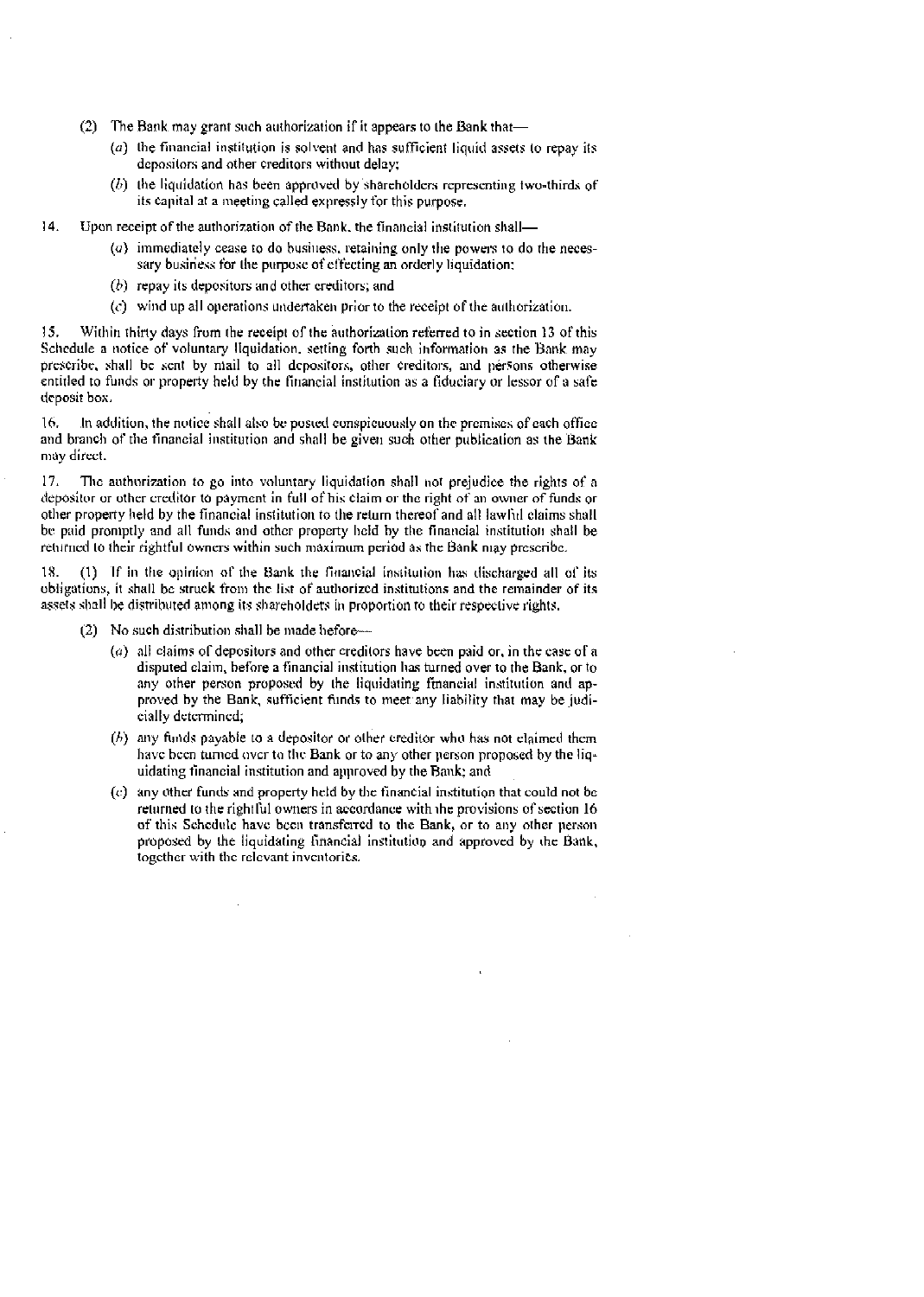(2) The Bank may grant such authorization if it appears to the Bank that—

(a) the financial institution is solvent and has sufficient liquid assets to repay its depositors and other creditors without delay;

(b) the liquidation has been approved by shareholders representing two-thirds of its capital at a meeting called expressly for this purpose.

14. Upon receipt of the authorization of the Bank, the financial institution shall—

(a) immediately cease to do business, retaining only the powers to do the necessary business for the purpose of effecting an orderly liquidation;

(b) repay its depositors and other creditors; and

(c) wind up all operations undertaken prior to the receipt of the authorization.

15. Within thirty days from the receipt of the authorization referred to in section 13 of this Schedule a notice of voluntary liquidation, setting forth such information as the Bank may prescribe, shall be sent by mail to all depositors, other creditors, and persons otherwise entitled to funds or property held by the financial institution as a fiduciary or lessor of a safe deposit box.

16. In addition, the notice shall also be posted conspicuously on the premises of each office and branch of the financial institution and shall be given such other publication as the Bank may direct.

17. The authorization to go into voluntary liquidation shall not prejudice the rights of a depositor or other creditor to payment in full of his claim or the right of an owner of funds or other property held by the financial institution to the return thereof and all lawful claims shall be paid promptly and all funds and other property held by the financial institution shall be returned to their rightful owners within such maximum period as the Bank may prescribe.

18. (1) If in the opinion of the Bank the financial institution has discharged all of its obligations, it shall be struck from the list of authorized institutions and the remainder of its assets shall be distributed among its shareholders in proportion to their respective rights.

(2) No such distribution shall be made before—

(a) all claims of depositors and other creditors have been paid or, in the case of a disputed claim, before a financial institution has turned over to the Bank, or to any other person proposed by the liquidating financial institution and approved by the Bank, sufficient funds to meet any liability that may be judicially determined;

(b) any funds payable to a depositor or other creditor who has not claimed them have been turned over to the Bank or to any other person proposed by the liquidating financial institution and approved by the Bank; and

(c) any other funds and property held by the financial institution that could not be returned to the rightful owners in accordance with the provisions of section 16 of this Schedule have been transferred to the Bank, or to any other person proposed by the liquidating financial institution and approved by the Bank, together with the relevant inventories.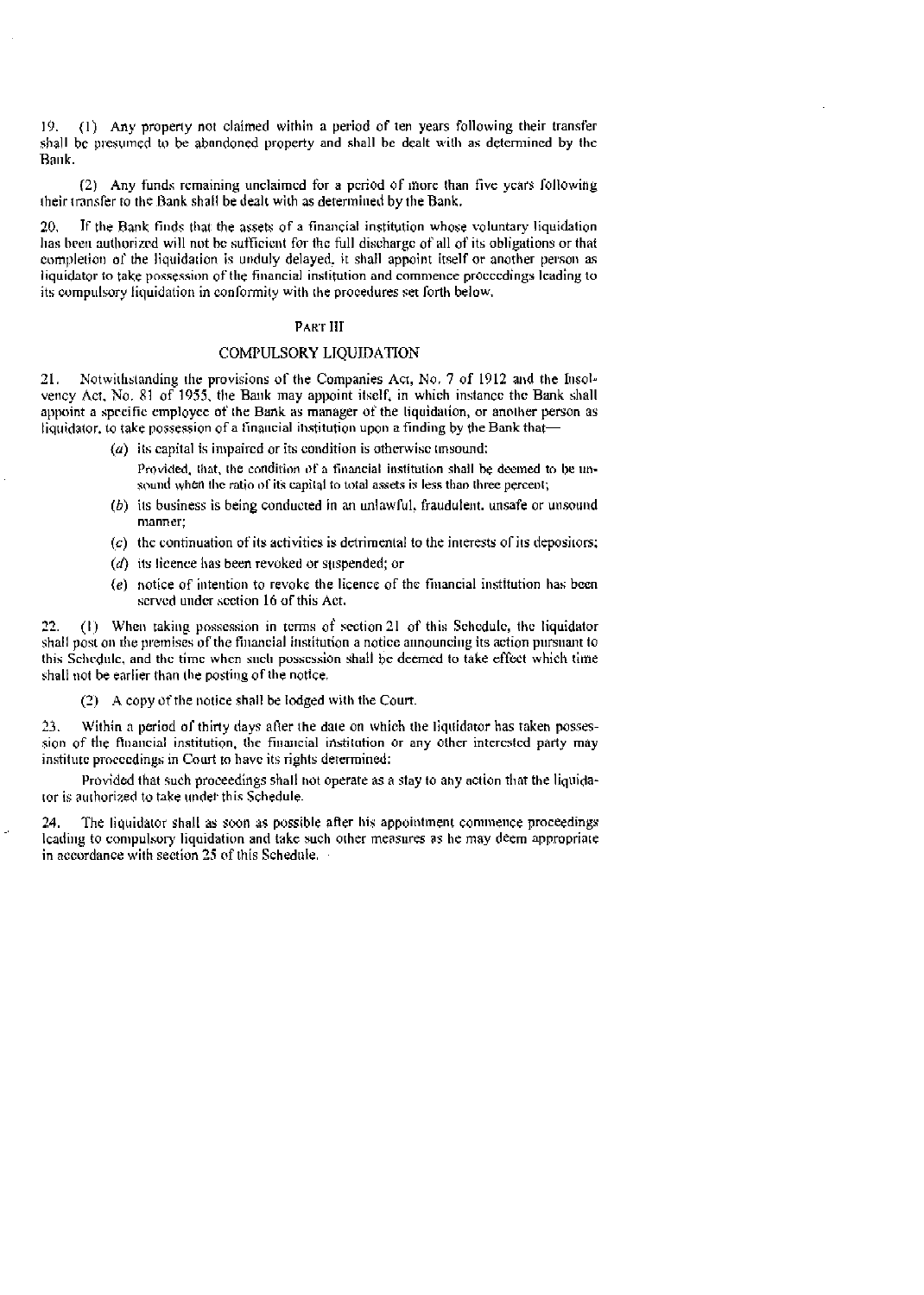19. (1) Any property not claimed within a period of ten years following their transfer shall be presumed to be abandoned property and shall be dealt with as determined by the Bank.

(2) Any funds remaining unclaimed for a period of more than five years following their transfer to the Bank shall be dealt with as determined by the Bank.

20. If the Bank finds that the assets of a financial institution whose voluntary liquidation has been authorized will not be sufficient for the full discharge of all of its obligations or that completion of the liquidation is unduly delayed, it shall appoint itself or another person as liquidator to take possession of the financial institution and commence proceedings leading to its compulsory liquidation in conformity with the procedures set forth below.

## PART III

## COMPULSORY LIQUIDATION

21. Notwithstanding the provisions of the Companies Act, No. 7 of 1912 and the Insolvency Act, No. 81 of 1955, the Bank may appoint itself, in which instance the Bank shall appoint a specific employee of the Bank as manager of the liquidation, or another person as liquidator, to take possession of a financial institution upon a finding by the Bank that—

(*a*) its capital is impaired or its condition is otherwise unsound:

Provided, that, the condition of a financial institution shall be deemed to be unsound when the ratio of its capital to total assets is less than three percent;

(*b*) its business is being conducted in an unlawful, fraudulent, unsafe or unsound manner;

(*c*) the continuation of its activities is detrimental to the interests of its depositors;

(*d*) its licence has been revoked or suspended; or

(*e*) notice of intention to revoke the licence of the financial institution has been served under section 16 of this Act.

22. (1) When taking possession in terms of section 21 of this Schedule, the liquidator shall post on the premises of the financial institution a notice announcing its action pursuant to this Schedule, and the time when such possession shall be deemed to take effect which time shall not be earlier than the posting of the notice.

(2) A copy of the notice shall be lodged with the Court.

23. Within a period of thirty days after the date on which the liquidator has taken possession of the financial institution, the financial institution or any other interested party may institute proceedings in Court to have its rights determined:

Provided that such proceedings shall not operate as a stay to any action that the liquidator is authorized to take under this Schedule.

24. The liquidator shall as soon as possible after his appointment commence proceedings leading to compulsory liquidation and take such other measures as he may deem appropriate in accordance with section 25 of this Schedule.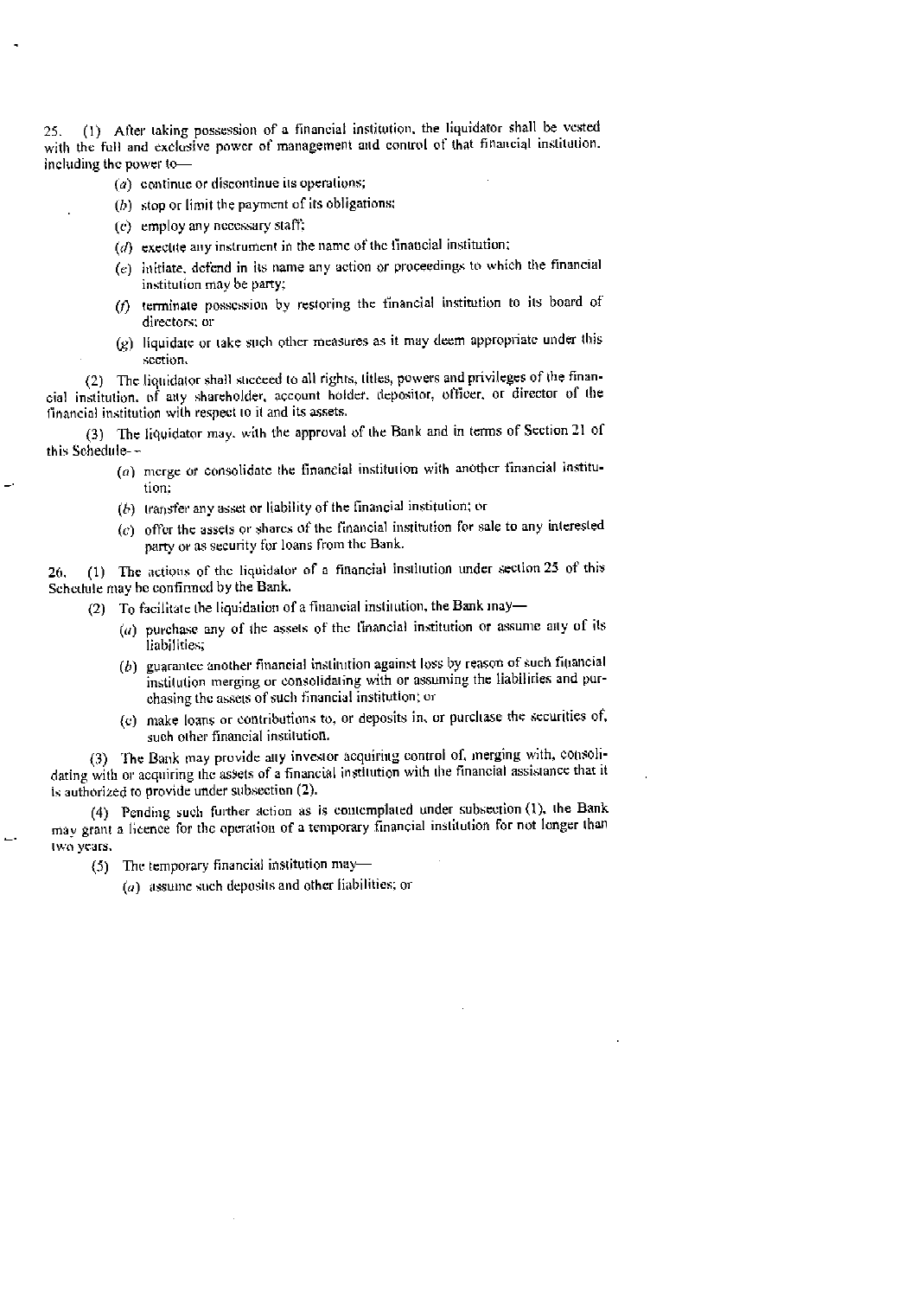25. (1) After taking possession of a financial institution, the liquidator shall be vested with the full and exclusive power of management and control of that financial institution, including the power to—

(a) continue or discontinue its operations;

(b) stop or limit the payment of its obligations;

(c) employ any necessary staff;

(d) execute any instrument in the name of the financial institution;

(e) initiate, defend in its name any action or proceedings to which the financial institution may be party;

(f) terminate possession by restoring the financial institution to its board of directors; or

(g) liquidate or take such other measures as it may deem appropriate under this section.

(2) The liquidator shall succeed to all rights, titles, powers and privileges of the financial institution, of any shareholder, account holder, depositor, officer, or director of the financial institution with respect to it and its assets.

(3) The liquidator may, with the approval of the Bank and in terms of Section 21 of this Schedule—

(a) merge or consolidate the financial institution with another financial institution;

(b) transfer any asset or liability of the financial institution; or

(c) offer the assets or shares of the financial institution for sale to any interested party or as security for loans from the Bank.

26. (1) The actions of the liquidator of a financial institution under section 25 of this Schedule may be confirmed by the Bank.

(2) To facilitate the liquidation of a financial institution, the Bank may—

(a) purchase any of the assets of the financial institution or assume any of its liabilities;

(b) guarantee another financial institution against loss by reason of such financial institution merging or consolidating with or assuming the liabilities and purchasing the assets of such financial institution; or

(c) make loans or contributions to, or deposits in, or purchase the securities of, such other financial institution.

(3) The Bank may provide any investor acquiring control of, merging with, consolidating with or acquiring the assets of a financial institution with the financial assistance that it is authorized to provide under subsection (2).

(4) Pending such further action as is contemplated under subsection (1), the Bank may grant a licence for the operation of a temporary financial institution for not longer than two years.

(5) The temporary financial institution may—

(a) assume such deposits and other liabilities; or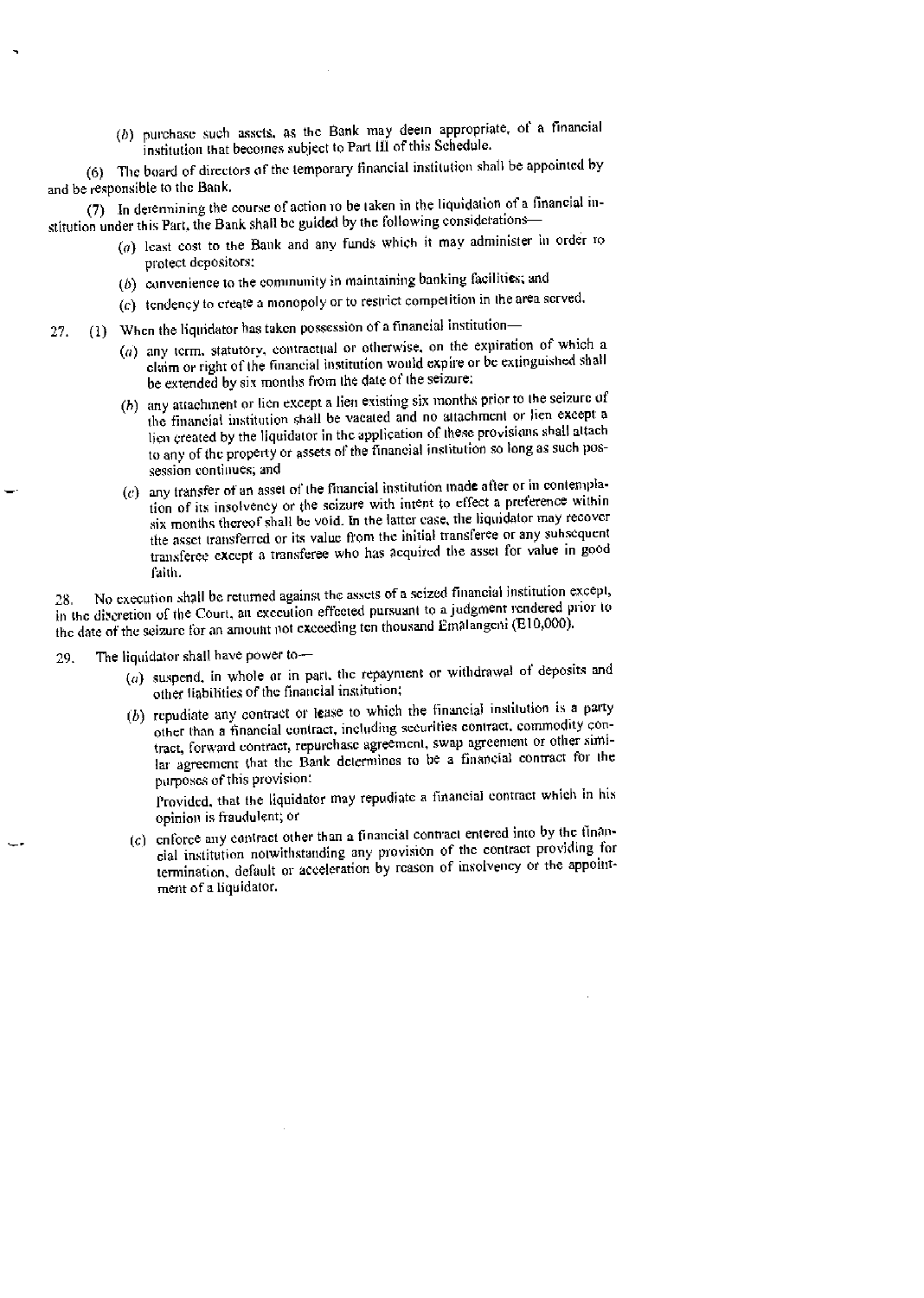(b) purchase such assets, as the Bank may deem appropriate, of a financial institution that becomes subject to Part III of this Schedule.

(6) The board of directors of the temporary financial institution shall be appointed by and be responsible to the Bank.

(7) In determining the course of action to be taken in the liquidation of a financial institution under this Part, the Bank shall be guided by the following considerations—

- (a) least cost to the Bank and any funds which it may administer in order to protect depositors;
- (b) convenience to the community in maintaining banking facilities; and
- (c) tendency to create a monopoly or to restrict competition in the area served.

27. (1) When the liquidator has taken possession of a financial institution—

- (a) any term, statutory, contractual or otherwise, on the expiration of which a claim or right of the financial institution would expire or be extinguished shall be extended by six months from the date of the seizure;
- (b) any attachment or lien except a lien existing six months prior to the seizure of the financial institution shall be vacated and no attachment or lien except a lien created by the liquidator in the application of these provisions shall attach to any of the property or assets of the financial institution so long as such possession continues; and
- (c) any transfer of an asset of the financial institution made after or in contemplation of its insolvency or the seizure with intent to effect a preference within six months thereof shall be void. In the latter case, the liquidator may recover the asset transferred or its value from the initial transferee or any subsequent transferee except a transferee who has acquired the asset for value in good faith.

28. No execution shall be returned against the assets of a seized financial institution except, in the discretion of the Court, an execution effected pursuant to a judgment rendered prior to the date of the seizure for an amount not exceeding ten thousand Emalangeni (E10,000).

29. The liquidator shall have power to—

- (a) suspend, in whole or in part, the repayment or withdrawal of deposits and other liabilities of the financial institution;
- (b) repudiate any contract or lease to which the financial institution is a party other than a financial contract, including securities contract, commodity contract, forward contract, repurchase agreement, swap agreement or other similar agreement that the Bank determines to be a financial contract for the purposes of this provision:

  Provided, that the liquidator may repudiate a financial contract which in his opinion is fraudulent; or
- (c) enforce any contract other than a financial contract entered into by the financial institution notwithstanding any provision of the contract providing for termination, default or acceleration by reason of insolvency or the appointment of a liquidator.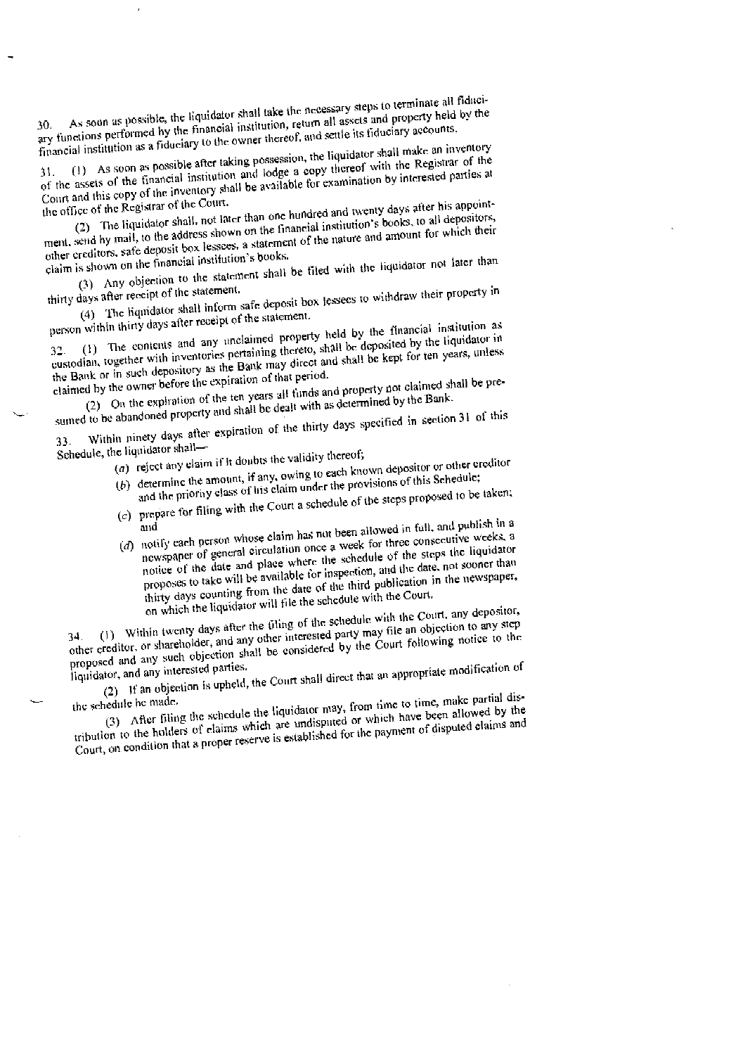30. As soon as possible, the liquidator shall take the necessary steps to terminate all fiduciary functions performed by the financial institution, return all assets and property held by the financial institution as a fiduciary to the owner thereof, and settle its fiduciary accounts.

31. (1) As soon as possible after taking possession, the liquidator shall make an inventory of the assets of the financial institution and lodge a copy thereof with the Registrar of the Court and this copy of the inventory shall be available for examination by interested parties at the office of the Registrar of the Court.

(2) The liquidator shall, not later than one hundred and twenty days after his appointment, send by mail, to the address shown on the financial institution's books, to all depositors, other creditors, safe deposit box lessees, a statement of the nature and amount for which their claim is shown on the financial institution's books.

(3) Any objection to the statement shall be filed with the liquidator not later than thirty days after receipt of the statement.

(4) The liquidator shall inform safe deposit box lessees to withdraw their property in person within thirty days after receipt of the statement.

32. (1) The contents and any unclaimed property held by the financial institution as custodian, together with inventories pertaining thereto, shall be deposited by the liquidator in the Bank or in such depository as the Bank may direct and shall be kept for ten years, unless claimed by the owner before the expiration of that period.

(2) On the expiration of the ten years all funds and property not claimed shall be presumed to be abandoned property and shall be dealt with as determined by the Bank.

33. Within ninety days after expiration of the thirty days specified in section 31 of this Schedule, the liquidator shall—

(a) reject any claim if it doubts the validity thereof;

(b) determine the amount, if any, owing to each known depositor or other creditor and the priority class of his claim under the provisions of this Schedule;

(c) prepare for filing with the Court a schedule of the steps proposed to be taken; and

(d) notify each person whose claim has not been allowed in full, and publish in a newspaper of general circulation once a week for three consecutive weeks, a notice of the date and place where the schedule of the steps the liquidator proposes to take will be available for inspection, and the date, not sooner than thirty days counting from the date of the third publication in the newspaper, on which the liquidator will file the schedule with the Court.

34. (1) Within twenty days after the filing of the schedule with the Court, any depositor, other creditor, or shareholder, and any other interested party may file an objection to any step proposed and any such objection shall be considered by the Court following notice to the liquidator, and any interested parties.

(2) If an objection is upheld, the Court shall direct that an appropriate modification of the schedule be made.

(3) After filing the schedule the liquidator may, from time to time, make partial distribution to the holders of claims which are undisputed or which have been allowed by the Court, on condition that a proper reserve is established for the payment of disputed claims and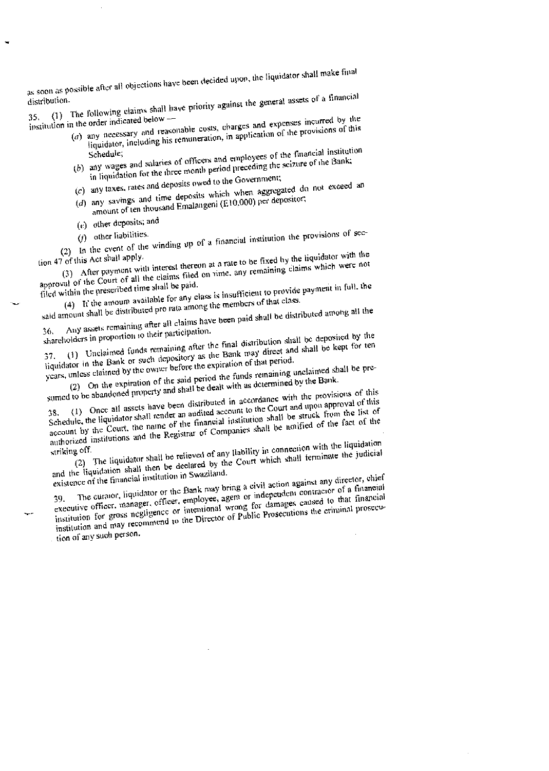as soon as possible after all objections have been decided upon, the liquidator shall make final distribution.

35. (1) The following claims shall have priority against the general assets of a financial institution in the order indicated below —

(a) any necessary and reasonable costs, charges and expenses incurred by the liquidator, including his remuneration, in application of the provisions of this Schedule;

(b) any wages and salaries of officers and employees of the financial institution in liquidation for the three month period preceding the seizure of the Bank;

(c) any taxes, rates and deposits owed to the Government;

(d) any savings and time deposits which when aggregated do not exceed an amount of ten thousand Emalangeni (E10,000) per depositor;

(e) other deposits; and

(f) other liabilities.

(2) In the event of the winding up of a financial institution the provisions of section 47 of this Act shall apply.

(3) After payment with interest thereon at a rate to be fixed by the liquidator with the approval of the Court of all the claims filed on time, any remaining claims which were not filed within the prescribed time shall be paid.

(4) If the amount available for any class is insufficient to provide payment in full, the said amount shall be distributed pro rata among the members of that class.

36. Any assets remaining after all claims have been paid shall be distributed among all the shareholders in proportion to their participation.

37. (1) Unclaimed funds remaining after the final distribution shall be deposited by the liquidator in the Bank or such depository as the Bank may direct and shall be kept for ten years, unless claimed by the owner before the expiration of that period.

(2) On the expiration of the said period the funds remaining unclaimed shall be presumed to be abandoned property and shall be dealt with as determined by the Bank.

38. (1) Once all assets have been distributed in accordance with the provisions of this Schedule, the liquidator shall render an audited account to the Court and upon approval of this account by the Court, the name of the financial institution shall be struck from the list of authorized institutions and the Registrar of Companies shall be notified of the fact of the striking off.

(2) The liquidator shall be relieved of any liability in connection with the liquidation and the liquidation shall then be declared by the Court which shall terminate the judicial existence of the financial institution in Swaziland.

39. The curator, liquidator or the Bank may bring a civil action against any director, chief executive officer, manager, officer, employee, agent or independent contractor of a financial institution for gross negligence or intentional wrong for damages caused to that financial institution and may recommend to the Director of Public Prosecutions the criminal prosecution of any such person.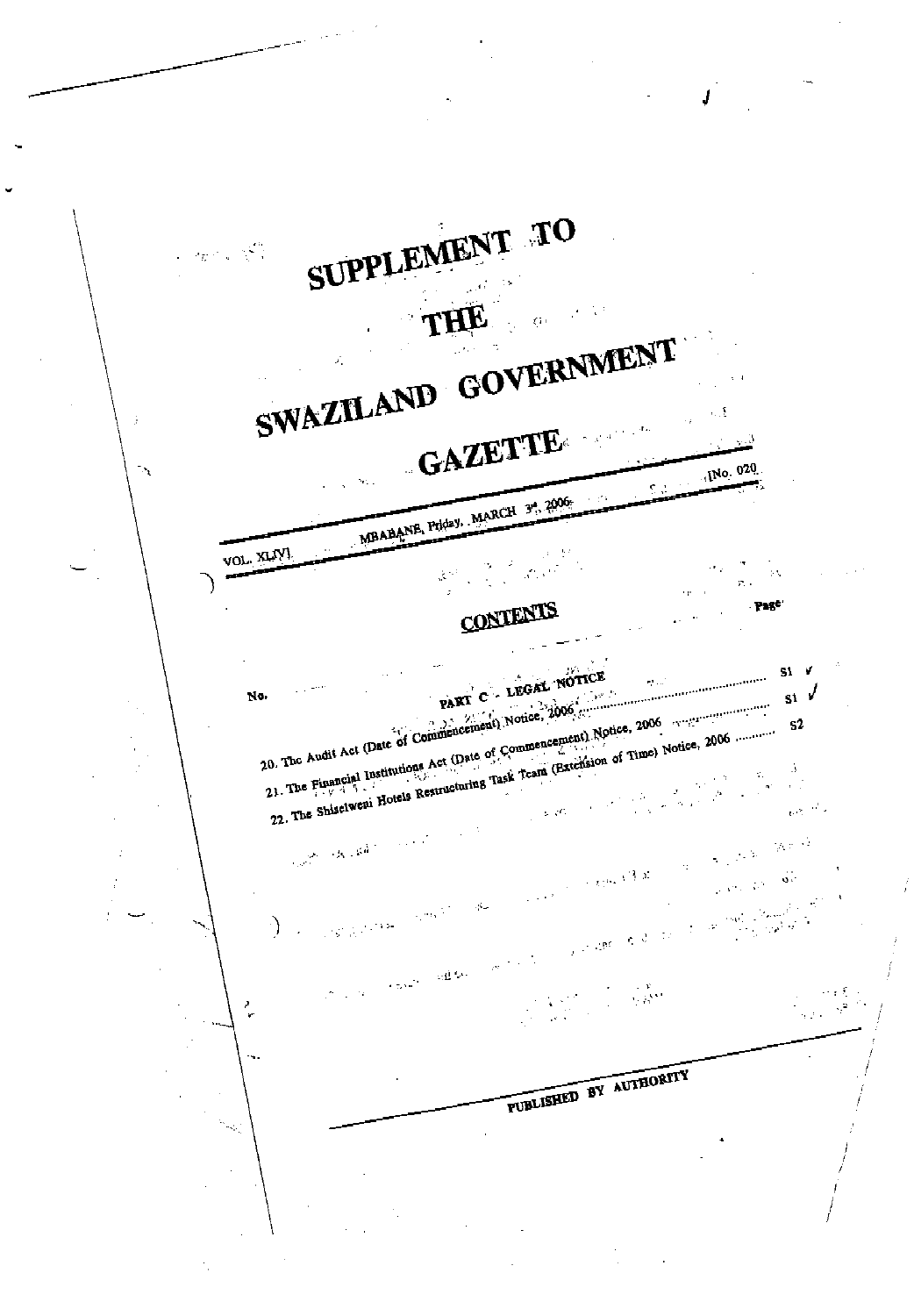# SUPPLEMENT TO

# THE

# SWAZILAND GOVERNMENT

# GAZETTE

VOL. XLVI | MBABANE, Friday, MARCH 3rd, 2006 | [No. 020

## CONTENTS

| No. | | Page |
|---|---|---|
| | PART C - LEGAL NOTICE | |
| 20. | The Audit Act (Date of Commencement) Notice, 2006 | S1 |
| 21. | The Financial Institutions Act (Date of Commencement) Notice, 2006 | S1 |
| 22. | The Shiselweni Hotels Restructuring Task Team (Extension of Time) Notice, 2006 | S2 |

PUBLISHED BY AUTHORITY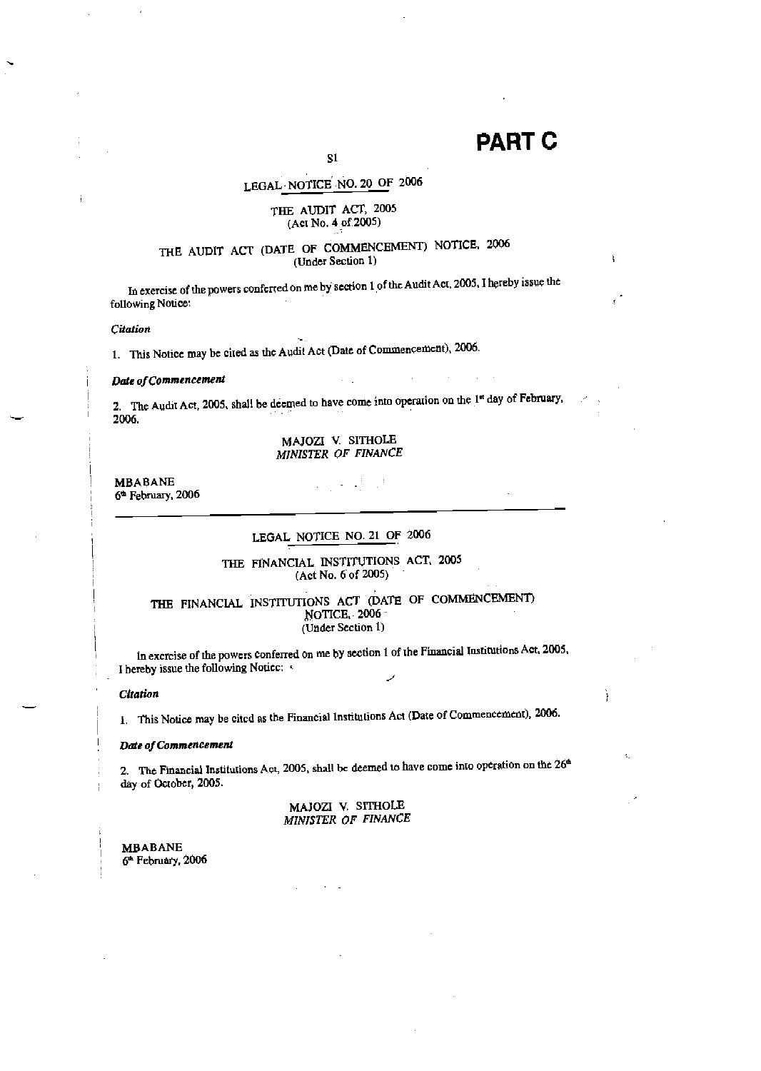# PART C

S1

## LEGAL NOTICE NO. 20 OF 2006

THE AUDIT ACT, 2005
(Act No. 4 of 2005)

### THE AUDIT ACT (DATE OF COMMENCEMENT) NOTICE, 2006
(Under Section 1)

In exercise of the powers conferred on me by section 1 of the Audit Act, 2005, I hereby issue the following Notice:

***Citation***

1. This Notice may be cited as the Audit Act (Date of Commencement), 2006.

***Date of Commencement***

2. The Audit Act, 2005, shall be deemed to have come into operation on the 1st day of February, 2006.

MAJOZI V. SITHOLE
*MINISTER OF FINANCE*

MBABANE
6th February, 2006

---

## LEGAL NOTICE NO. 21 OF 2006

THE FINANCIAL INSTITUTIONS ACT, 2005
(Act No. 6 of 2005)

### THE FINANCIAL INSTITUTIONS ACT (DATE OF COMMENCEMENT) NOTICE, 2006
(Under Section 1)

In exercise of the powers conferred on me by section 1 of the Financial Institutions Act, 2005, I hereby issue the following Notice:

***Citation***

1. This Notice may be cited as the Financial Institutions Act (Date of Commencement), 2006.

***Date of Commencement***

2. The Financial Institutions Act, 2005, shall be deemed to have come into operation on the 26th day of October, 2005.

MAJOZI V. SITHOLE
*MINISTER OF FINANCE*

MBABANE
6th February, 2006